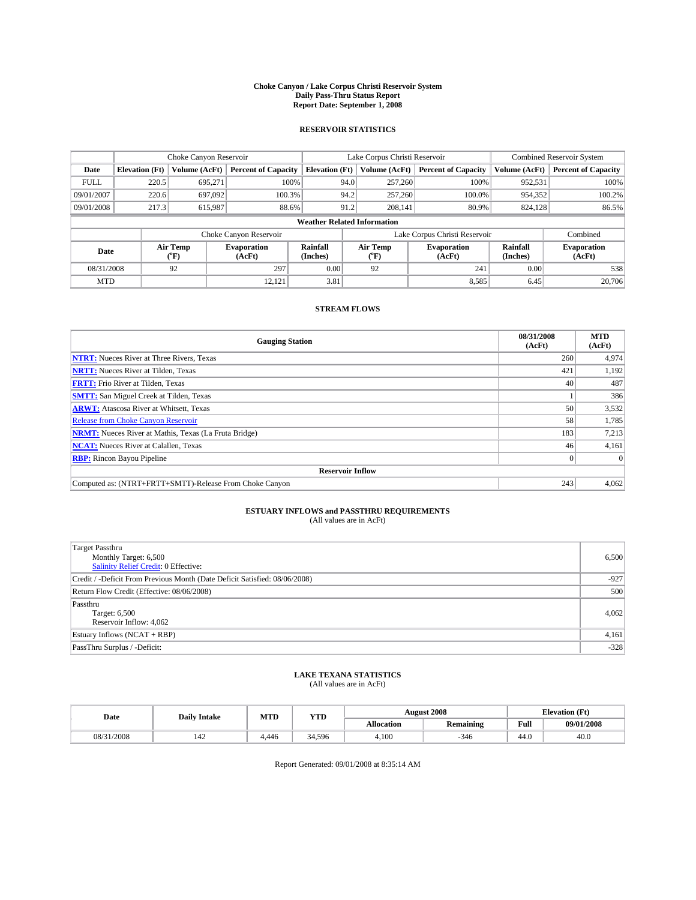# Choke Canyon / Lake Corpus Christi Reservoir System
## Daily Pass-Thru Status Report
## Report Date: September 1, 2008

### RESERVOIR STATISTICS

| | Choke Canyon Reservoir | | | Lake Corpus Christi Reservoir | | | Combined Reservoir System | |
|---|---|---|---|---|---|---|---|---|
| Date | Elevation (Ft) | Volume (AcFt) | Percent of Capacity | Elevation (Ft) | Volume (AcFt) | Percent of Capacity | Volume (AcFt) | Percent of Capacity |
| FULL | 220.5 | 695,271 | 100% | 94.0 | 257,260 | 100% | 952,531 | 100% |
| 09/01/2007 | 220.6 | 697,092 | 100.3% | 94.2 | 257,260 | 100.0% | 954,352 | 100.2% |
| 09/01/2008 | 217.3 | 615,987 | 88.6% | 91.2 | 208,141 | 80.9% | 824,128 | 86.5% |

**Weather Related Information**

| | Choke Canyon Reservoir | | | Lake Corpus Christi Reservoir | | | Combined |
|---|---|---|---|---|---|---|---|
| Date | Air Temp (°F) | Evaporation (AcFt) | Rainfall (Inches) | Air Temp (°F) | Evaporation (AcFt) | Rainfall (Inches) | Evaporation (AcFt) |
| 08/31/2008 | 92 | 297 | 0.00 | 92 | 241 | 0.00 | 538 |
| MTD | | 12,121 | 3.81 | | 8,585 | 6.45 | 20,706 |

### STREAM FLOWS

| Gauging Station | 08/31/2008 (AcFt) | MTD (AcFt) |
|---|---|---|
| NTRT: Nueces River at Three Rivers, Texas | 260 | 4,974 |
| NRTT: Nueces River at Tilden, Texas | 421 | 1,192 |
| FRTT: Frio River at Tilden, Texas | 40 | 487 |
| SMTT: San Miguel Creek at Tilden, Texas | 1 | 386 |
| ARWT: Atascosa River at Whitsett, Texas | 50 | 3,532 |
| Release from Choke Canyon Reservoir | 58 | 1,785 |
| NRMT: Nueces River at Mathis, Texas (La Fruta Bridge) | 183 | 7,213 |
| NCAT: Nueces River at Calallen, Texas | 46 | 4,161 |
| RBP: Rincon Bayou Pipeline | 0 | 0 |
| **Reservoir Inflow** | | |
| Computed as: (NTRT+FRTT+SMTT)-Release From Choke Canyon | 243 | 4,062 |

### ESTUARY INFLOWS and PASSTHRU REQUIREMENTS
(All values are in AcFt)

| | |
|---|---|
| Target Passthru<br>Monthly Target: 6,500<br>Salinity Relief Credit: 0 Effective: | 6,500 |
| Credit / -Deficit From Previous Month (Date Deficit Satisfied: 08/06/2008) | -927 |
| Return Flow Credit (Effective: 08/06/2008) | 500 |
| Passthru<br>Target: 6,500<br>Reservoir Inflow: 4,062 | 4,062 |
| Estuary Inflows (NCAT + RBP) | 4,161 |
| PassThru Surplus / -Deficit: | -328 |

### LAKE TEXANA STATISTICS
(All values are in AcFt)

| Date | Daily Intake | MTD | YTD | August 2008 | | Elevation (Ft) | |
|---|---|---|---|---|---|---|---|
| | | | | Allocation | Remaining | Full | 09/01/2008 |
| 08/31/2008 | 142 | 4,446 | 34,596 | 4,100 | -346 | 44.0 | 40.0 |

Report Generated: 09/01/2008 at 8:35:14 AM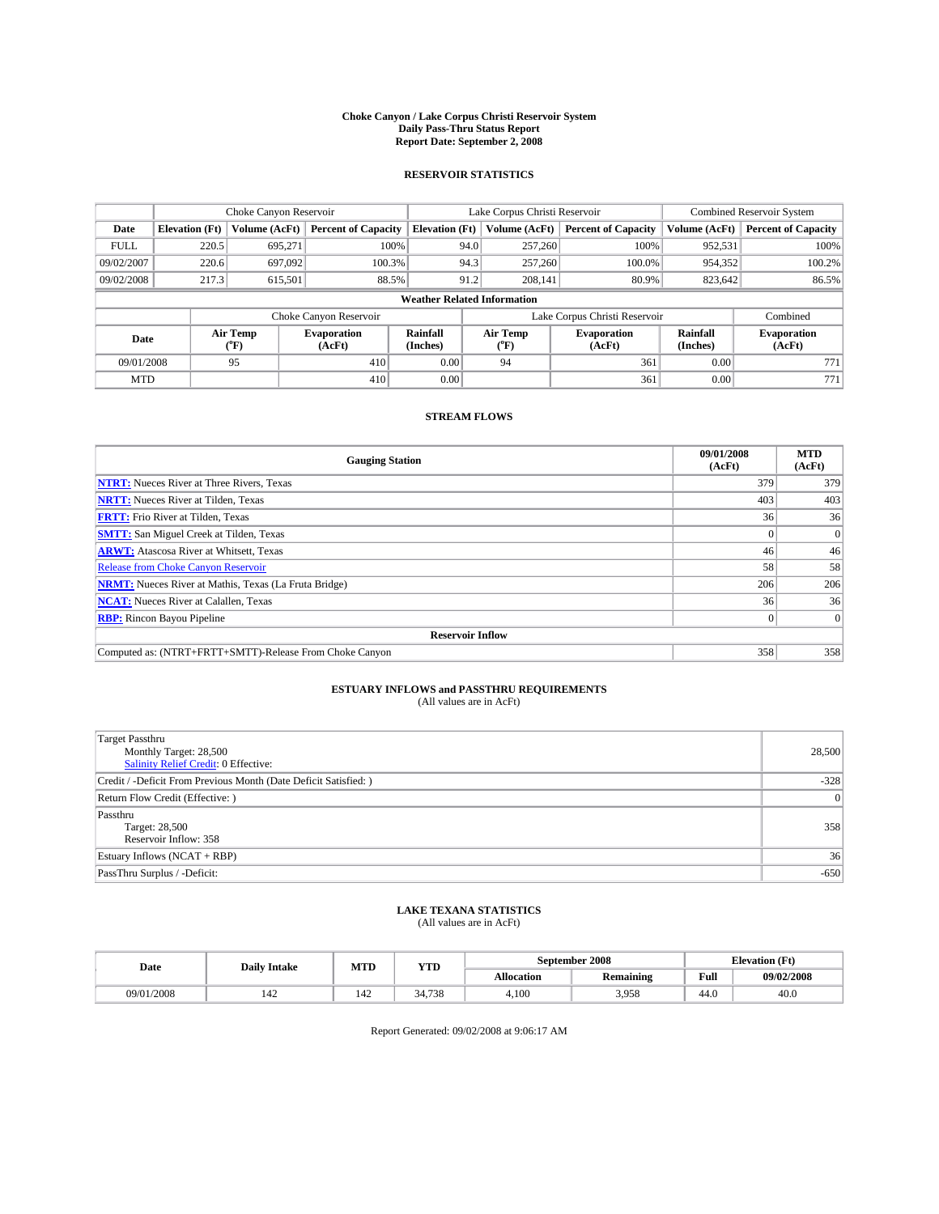# Choke Canyon / Lake Corpus Christi Reservoir System
## Daily Pass-Thru Status Report
## Report Date: September 2, 2008

### RESERVOIR STATISTICS

| | Choke Canyon Reservoir | | | Lake Corpus Christi Reservoir | | | Combined Reservoir System | |
|---|---|---|---|---|---|---|---|---|
| Date | Elevation (Ft) | Volume (AcFt) | Percent of Capacity | Elevation (Ft) | Volume (AcFt) | Percent of Capacity | Volume (AcFt) | Percent of Capacity |
| FULL | 220.5 | 695,271 | 100% | 94.0 | 257,260 | 100% | 952,531 | 100% |
| 09/02/2007 | 220.6 | 697,092 | 100.3% | 94.3 | 257,260 | 100.0% | 954,352 | 100.2% |
| 09/02/2008 | 217.3 | 615,501 | 88.5% | 91.2 | 208,141 | 80.9% | 823,642 | 86.5% |

**Weather Related Information**

| | Choke Canyon Reservoir | | | Lake Corpus Christi Reservoir | | | Combined |
|---|---|---|---|---|---|---|---|
| Date | Air Temp (°F) | Evaporation (AcFt) | Rainfall (Inches) | Air Temp (°F) | Evaporation (AcFt) | Rainfall (Inches) | Evaporation (AcFt) |
| 09/01/2008 | 95 | 410 | 0.00 | 94 | 361 | 0.00 | 771 |
| MTD | | 410 | 0.00 | | 361 | 0.00 | 771 |

### STREAM FLOWS

| Gauging Station | 09/01/2008 (AcFt) | MTD (AcFt) |
|---|---|---|
| NTRT: Nueces River at Three Rivers, Texas | 379 | 379 |
| NRTT: Nueces River at Tilden, Texas | 403 | 403 |
| FRTT: Frio River at Tilden, Texas | 36 | 36 |
| SMTT: San Miguel Creek at Tilden, Texas | 0 | 0 |
| ARWT: Atascosa River at Whitsett, Texas | 46 | 46 |
| Release from Choke Canyon Reservoir | 58 | 58 |
| NRMT: Nueces River at Mathis, Texas (La Fruta Bridge) | 206 | 206 |
| NCAT: Nueces River at Calallen, Texas | 36 | 36 |
| RBP: Rincon Bayou Pipeline | 0 | 0 |
| **Reservoir Inflow** | | |
| Computed as: (NTRT+FRTT+SMTT)-Release From Choke Canyon | 358 | 358 |

### ESTUARY INFLOWS and PASSTHRU REQUIREMENTS
(All values are in AcFt)

| | |
|---|---|
| Target Passthru<br>Monthly Target: 28,500<br>Salinity Relief Credit: 0 Effective: | 28,500 |
| Credit / -Deficit From Previous Month (Date Deficit Satisfied: ) | -328 |
| Return Flow Credit (Effective: ) | 0 |
| Passthru<br>Target: 28,500<br>Reservoir Inflow: 358 | 358 |
| Estuary Inflows (NCAT + RBP) | 36 |
| PassThru Surplus / -Deficit: | -650 |

### LAKE TEXANA STATISTICS
(All values are in AcFt)

| Date | Daily Intake | MTD | YTD | September 2008 | | Elevation (Ft) | |
|---|---|---|---|---|---|---|---|
| | | | | Allocation | Remaining | Full | 09/02/2008 |
| 09/01/2008 | 142 | 142 | 34,738 | 4,100 | 3,958 | 44.0 | 40.0 |

Report Generated: 09/02/2008 at 9:06:17 AM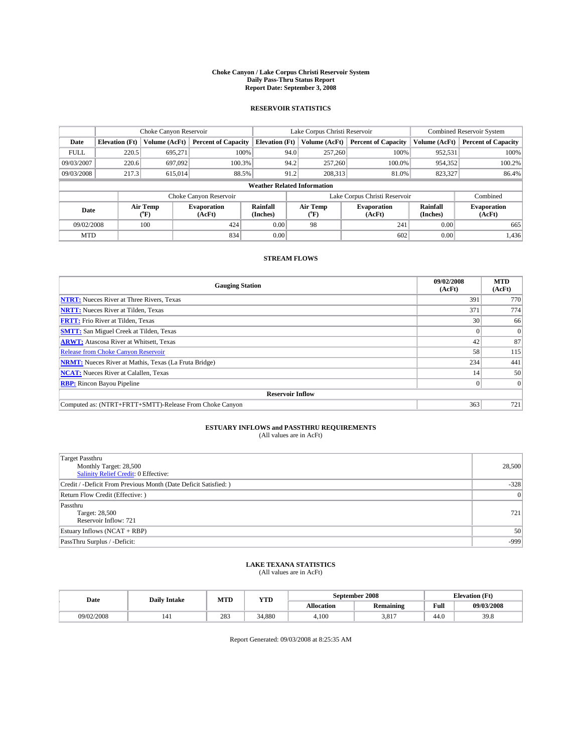# Choke Canyon / Lake Corpus Christi Reservoir System
## Daily Pass-Thru Status Report
## Report Date: September 3, 2008

### RESERVOIR STATISTICS

| | Choke Canyon Reservoir | | | Lake Corpus Christi Reservoir | | | Combined Reservoir System | |
|---|---|---|---|---|---|---|---|---|
| Date | Elevation (Ft) | Volume (AcFt) | Percent of Capacity | Elevation (Ft) | Volume (AcFt) | Percent of Capacity | Volume (AcFt) | Percent of Capacity |
| FULL | 220.5 | 695,271 | 100% | 94.0 | 257,260 | 100% | 952,531 | 100% |
| 09/03/2007 | 220.6 | 697,092 | 100.3% | 94.2 | 257,260 | 100.0% | 954,352 | 100.2% |
| 09/03/2008 | 217.3 | 615,014 | 88.5% | 91.2 | 208,313 | 81.0% | 823,327 | 86.4% |

**Weather Related Information**

| | Choke Canyon Reservoir | | | Lake Corpus Christi Reservoir | | | Combined |
|---|---|---|---|---|---|---|---|
| Date | Air Temp (°F) | Evaporation (AcFt) | Rainfall (Inches) | Air Temp (°F) | Evaporation (AcFt) | Rainfall (Inches) | Evaporation (AcFt) |
| 09/02/2008 | 100 | 424 | 0.00 | 98 | 241 | 0.00 | 665 |
| MTD | | 834 | 0.00 | | 602 | 0.00 | 1,436 |

### STREAM FLOWS

| Gauging Station | 09/02/2008 (AcFt) | MTD (AcFt) |
|---|---|---|
| NTRT: Nueces River at Three Rivers, Texas | 391 | 770 |
| NRTT: Nueces River at Tilden, Texas | 371 | 774 |
| FRTT: Frio River at Tilden, Texas | 30 | 66 |
| SMTT: San Miguel Creek at Tilden, Texas | 0 | 0 |
| ARWT: Atascosa River at Whitsett, Texas | 42 | 87 |
| Release from Choke Canyon Reservoir | 58 | 115 |
| NRMT: Nueces River at Mathis, Texas (La Fruta Bridge) | 234 | 441 |
| NCAT: Nueces River at Calallen, Texas | 14 | 50 |
| RBP: Rincon Bayou Pipeline | 0 | 0 |
| **Reservoir Inflow** | | |
| Computed as: (NTRT+FRTT+SMTT)-Release From Choke Canyon | 363 | 721 |

### ESTUARY INFLOWS and PASSTHRU REQUIREMENTS
(All values are in AcFt)

| | |
|---|---|
| Target Passthru<br>Monthly Target: 28,500<br>Salinity Relief Credit: 0 Effective: | 28,500 |
| Credit / -Deficit From Previous Month (Date Deficit Satisfied: ) | -328 |
| Return Flow Credit (Effective: ) | 0 |
| Passthru<br>Target: 28,500<br>Reservoir Inflow: 721 | 721 |
| Estuary Inflows (NCAT + RBP) | 50 |
| PassThru Surplus / -Deficit: | -999 |

### LAKE TEXANA STATISTICS
(All values are in AcFt)

| Date | Daily Intake | MTD | YTD | September 2008 | | Elevation (Ft) | |
|---|---|---|---|---|---|---|---|
| | | | | Allocation | Remaining | Full | 09/03/2008 |
| 09/02/2008 | 141 | 283 | 34,880 | 4,100 | 3,817 | 44.0 | 39.8 |

Report Generated: 09/03/2008 at 8:25:35 AM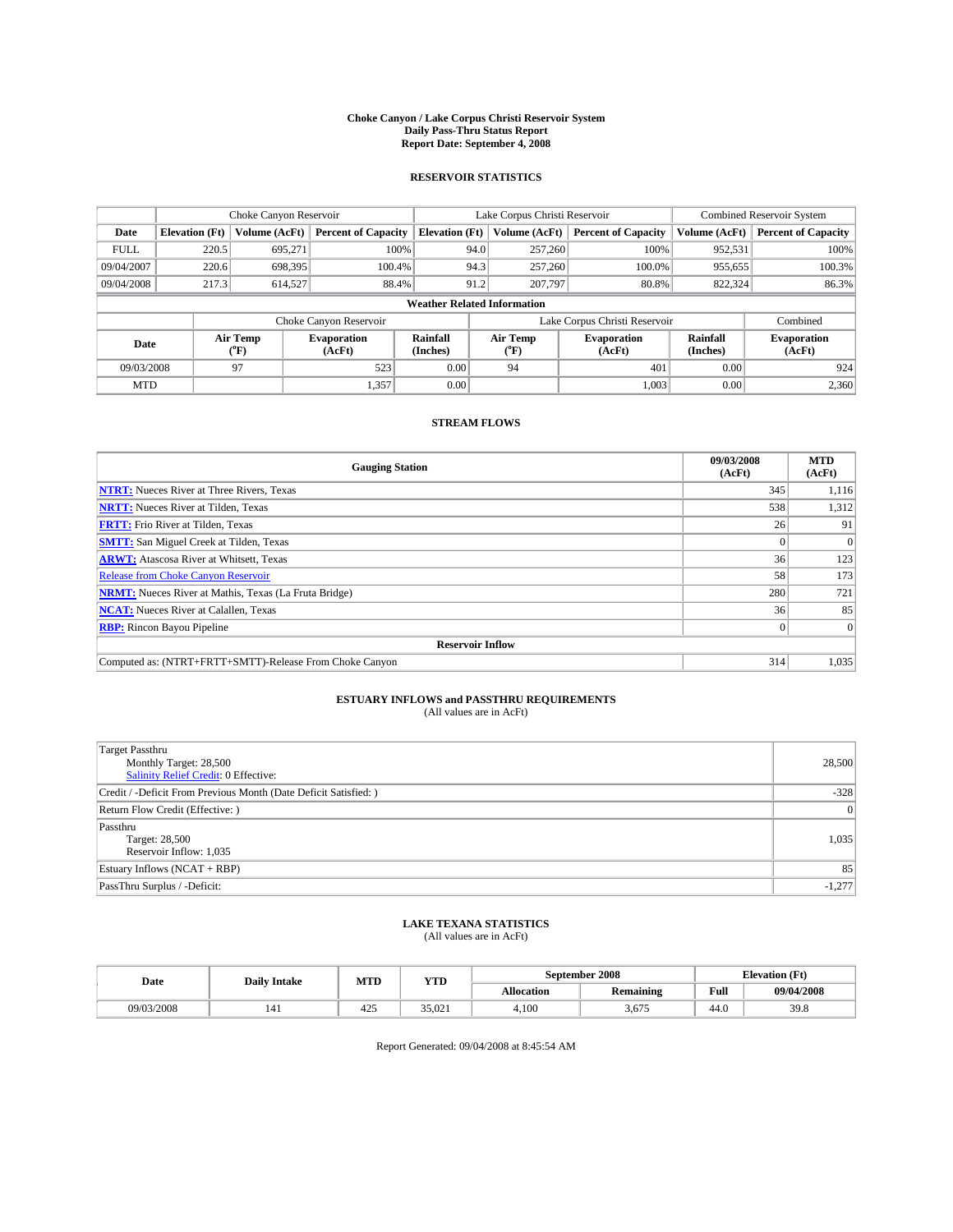# Choke Canyon / Lake Corpus Christi Reservoir System
## Daily Pass-Thru Status Report
### Report Date: September 4, 2008

## RESERVOIR STATISTICS

| | Choke Canyon Reservoir | | | Lake Corpus Christi Reservoir | | | Combined Reservoir System | |
|---|---|---|---|---|---|---|---|---|
| **Date** | **Elevation (Ft)** | **Volume (AcFt)** | **Percent of Capacity** | **Elevation (Ft)** | **Volume (AcFt)** | **Percent of Capacity** | **Volume (AcFt)** | **Percent of Capacity** |
| FULL | 220.5 | 695,271 | 100% | 94.0 | 257,260 | 100% | 952,531 | 100% |
| 09/04/2007 | 220.6 | 698,395 | 100.4% | 94.3 | 257,260 | 100.0% | 955,655 | 100.3% |
| 09/04/2008 | 217.3 | 614,527 | 88.4% | 91.2 | 207,797 | 80.8% | 822,324 | 86.3% |

**Weather Related Information**

| | Choke Canyon Reservoir | | | Lake Corpus Christi Reservoir | | | Combined |
|---|---|---|---|---|---|---|---|
| **Date** | **Air Temp (°F)** | **Evaporation (AcFt)** | **Rainfall (Inches)** | **Air Temp (°F)** | **Evaporation (AcFt)** | **Rainfall (Inches)** | **Evaporation (AcFt)** |
| 09/03/2008 | 97 | 523 | 0.00 | 94 | 401 | 0.00 | 924 |
| MTD | | 1,357 | 0.00 | | 1,003 | 0.00 | 2,360 |

## STREAM FLOWS

| Gauging Station | 09/03/2008 (AcFt) | MTD (AcFt) |
|---|---|---|
| **NTRT:** Nueces River at Three Rivers, Texas | 345 | 1,116 |
| **NRTT:** Nueces River at Tilden, Texas | 538 | 1,312 |
| **FRTT:** Frio River at Tilden, Texas | 26 | 91 |
| **SMTT:** San Miguel Creek at Tilden, Texas | 0 | 0 |
| **ARWT:** Atascosa River at Whitsett, Texas | 36 | 123 |
| Release from Choke Canyon Reservoir | 58 | 173 |
| **NRMT:** Nueces River at Mathis, Texas (La Fruta Bridge) | 280 | 721 |
| **NCAT:** Nueces River at Calallen, Texas | 36 | 85 |
| **RBP:** Rincon Bayou Pipeline | 0 | 0 |
| **Reservoir Inflow** | | |
| Computed as: (NTRT+FRTT+SMTT)-Release From Choke Canyon | 314 | 1,035 |

## ESTUARY INFLOWS and PASSTHRU REQUIREMENTS
(All values are in AcFt)

| | |
|---|---|
| Target Passthru<br>Monthly Target: 28,500<br>Salinity Relief Credit: 0 Effective: | 28,500 |
| Credit / -Deficit From Previous Month (Date Deficit Satisfied: ) | -328 |
| Return Flow Credit (Effective: ) | 0 |
| Passthru<br>Target: 28,500<br>Reservoir Inflow: 1,035 | 1,035 |
| Estuary Inflows (NCAT + RBP) | 85 |
| PassThru Surplus / -Deficit: | -1,277 |

## LAKE TEXANA STATISTICS
(All values are in AcFt)

| Date | Daily Intake | MTD | YTD | September 2008 | | Elevation (Ft) | |
|---|---|---|---|---|---|---|---|
| | | | | **Allocation** | **Remaining** | **Full** | **09/04/2008** |
| 09/03/2008 | 141 | 425 | 35,021 | 4,100 | 3,675 | 44.0 | 39.8 |

Report Generated: 09/04/2008 at 8:45:54 AM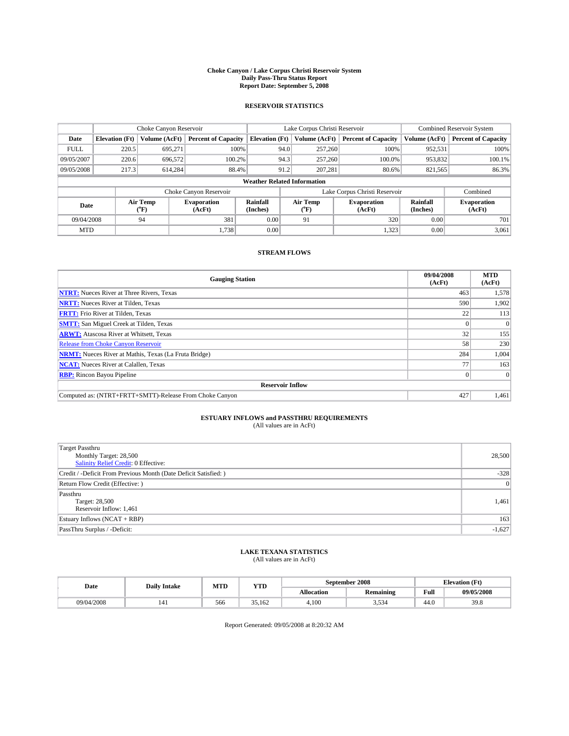# Choke Canyon / Lake Corpus Christi Reservoir System
## Daily Pass-Thru Status Report
### Report Date: September 5, 2008

## RESERVOIR STATISTICS

| | Choke Canyon Reservoir | | | Lake Corpus Christi Reservoir | | | Combined Reservoir System | |
|---|---|---|---|---|---|---|---|---|
| Date | Elevation (Ft) | Volume (AcFt) | Percent of Capacity | Elevation (Ft) | Volume (AcFt) | Percent of Capacity | Volume (AcFt) | Percent of Capacity |
| FULL | 220.5 | 695,271 | 100% | 94.0 | 257,260 | 100% | 952,531 | 100% |
| 09/05/2007 | 220.6 | 696,572 | 100.2% | 94.3 | 257,260 | 100.0% | 953,832 | 100.1% |
| 09/05/2008 | 217.3 | 614,284 | 88.4% | 91.2 | 207,281 | 80.6% | 821,565 | 86.3% |

**Weather Related Information**

| | Choke Canyon Reservoir | | | Lake Corpus Christi Reservoir | | | Combined |
|---|---|---|---|---|---|---|---|
| Date | Air Temp (°F) | Evaporation (AcFt) | Rainfall (Inches) | Air Temp (°F) | Evaporation (AcFt) | Rainfall (Inches) | Evaporation (AcFt) |
| 09/04/2008 | 94 | 381 | 0.00 | 91 | 320 | 0.00 | 701 |
| MTD | | 1,738 | 0.00 | | 1,323 | 0.00 | 3,061 |

## STREAM FLOWS

| Gauging Station | 09/04/2008 (AcFt) | MTD (AcFt) |
|---|---|---|
| NTRT: Nueces River at Three Rivers, Texas | 463 | 1,578 |
| NRTT: Nueces River at Tilden, Texas | 590 | 1,902 |
| FRTT: Frio River at Tilden, Texas | 22 | 113 |
| SMTT: San Miguel Creek at Tilden, Texas | 0 | 0 |
| ARWT: Atascosa River at Whitsett, Texas | 32 | 155 |
| Release from Choke Canyon Reservoir | 58 | 230 |
| NRMT: Nueces River at Mathis, Texas (La Fruta Bridge) | 284 | 1,004 |
| NCAT: Nueces River at Calallen, Texas | 77 | 163 |
| RBP: Rincon Bayou Pipeline | 0 | 0 |
| **Reservoir Inflow** | | |
| Computed as: (NTRT+FRTT+SMTT)-Release From Choke Canyon | 427 | 1,461 |

## ESTUARY INFLOWS and PASSTHRU REQUIREMENTS
(All values are in AcFt)

| | |
|---|---|
| Target Passthru<br>Monthly Target: 28,500<br>Salinity Relief Credit: 0 Effective: | 28,500 |
| Credit / -Deficit From Previous Month (Date Deficit Satisfied: ) | -328 |
| Return Flow Credit (Effective: ) | 0 |
| Passthru<br>Target: 28,500<br>Reservoir Inflow: 1,461 | 1,461 |
| Estuary Inflows (NCAT + RBP) | 163 |
| PassThru Surplus / -Deficit: | -1,627 |

## LAKE TEXANA STATISTICS
(All values are in AcFt)

| Date | Daily Intake | MTD | YTD | September 2008 | | Elevation (Ft) | |
|---|---|---|---|---|---|---|---|
| | | | | Allocation | Remaining | Full | 09/05/2008 |
| 09/04/2008 | 141 | 566 | 35,162 | 4,100 | 3,534 | 44.0 | 39.8 |

Report Generated: 09/05/2008 at 8:20:32 AM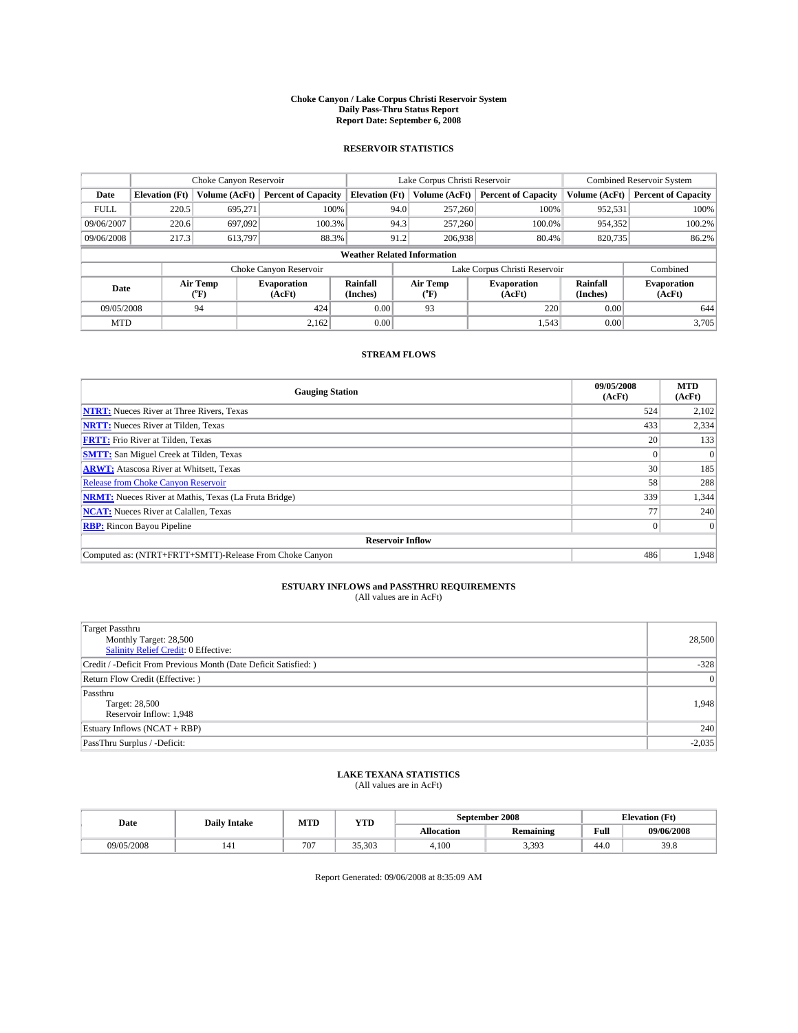# Choke Canyon / Lake Corpus Christi Reservoir System
## Daily Pass-Thru Status Report
### Report Date: September 6, 2008

## RESERVOIR STATISTICS

| | Choke Canyon Reservoir | | | Lake Corpus Christi Reservoir | | | Combined Reservoir System | |
|---|---|---|---|---|---|---|---|---|
| Date | Elevation (Ft) | Volume (AcFt) | Percent of Capacity | Elevation (Ft) | Volume (AcFt) | Percent of Capacity | Volume (AcFt) | Percent of Capacity |
| FULL | 220.5 | 695,271 | 100% | 94.0 | 257,260 | 100% | 952,531 | 100% |
| 09/06/2007 | 220.6 | 697,092 | 100.3% | 94.3 | 257,260 | 100.0% | 954,352 | 100.2% |
| 09/06/2008 | 217.3 | 613,797 | 88.3% | 91.2 | 206,938 | 80.4% | 820,735 | 86.2% |

**Weather Related Information**

| | Choke Canyon Reservoir | | | Lake Corpus Christi Reservoir | | | Combined |
|---|---|---|---|---|---|---|---|
| Date | Air Temp (°F) | Evaporation (AcFt) | Rainfall (Inches) | Air Temp (°F) | Evaporation (AcFt) | Rainfall (Inches) | Evaporation (AcFt) |
| 09/05/2008 | 94 | 424 | 0.00 | 93 | 220 | 0.00 | 644 |
| MTD | | 2,162 | 0.00 | | 1,543 | 0.00 | 3,705 |

## STREAM FLOWS

| Gauging Station | 09/05/2008 (AcFt) | MTD (AcFt) |
|---|---|---|
| NTRT: Nueces River at Three Rivers, Texas | 524 | 2,102 |
| NRTT: Nueces River at Tilden, Texas | 433 | 2,334 |
| FRTT: Frio River at Tilden, Texas | 20 | 133 |
| SMTT: San Miguel Creek at Tilden, Texas | 0 | 0 |
| ARWT: Atascosa River at Whitsett, Texas | 30 | 185 |
| Release from Choke Canyon Reservoir | 58 | 288 |
| NRMT: Nueces River at Mathis, Texas (La Fruta Bridge) | 339 | 1,344 |
| NCAT: Nueces River at Calallen, Texas | 77 | 240 |
| RBP: Rincon Bayou Pipeline | 0 | 0 |
| **Reservoir Inflow** | | |
| Computed as: (NTRT+FRTT+SMTT)-Release From Choke Canyon | 486 | 1,948 |

## ESTUARY INFLOWS and PASSTHRU REQUIREMENTS
(All values are in AcFt)

| | |
|---|---|
| Target Passthru<br>Monthly Target: 28,500<br>Salinity Relief Credit: 0 Effective: | 28,500 |
| Credit / -Deficit From Previous Month (Date Deficit Satisfied: ) | -328 |
| Return Flow Credit (Effective: ) | 0 |
| Passthru<br>Target: 28,500<br>Reservoir Inflow: 1,948 | 1,948 |
| Estuary Inflows (NCAT + RBP) | 240 |
| PassThru Surplus / -Deficit: | -2,035 |

## LAKE TEXANA STATISTICS
(All values are in AcFt)

| Date | Daily Intake | MTD | YTD | September 2008 | | Elevation (Ft) | |
|---|---|---|---|---|---|---|---|
| | | | | Allocation | Remaining | Full | 09/06/2008 |
| 09/05/2008 | 141 | 707 | 35,303 | 4,100 | 3,393 | 44.0 | 39.8 |

Report Generated: 09/06/2008 at 8:35:09 AM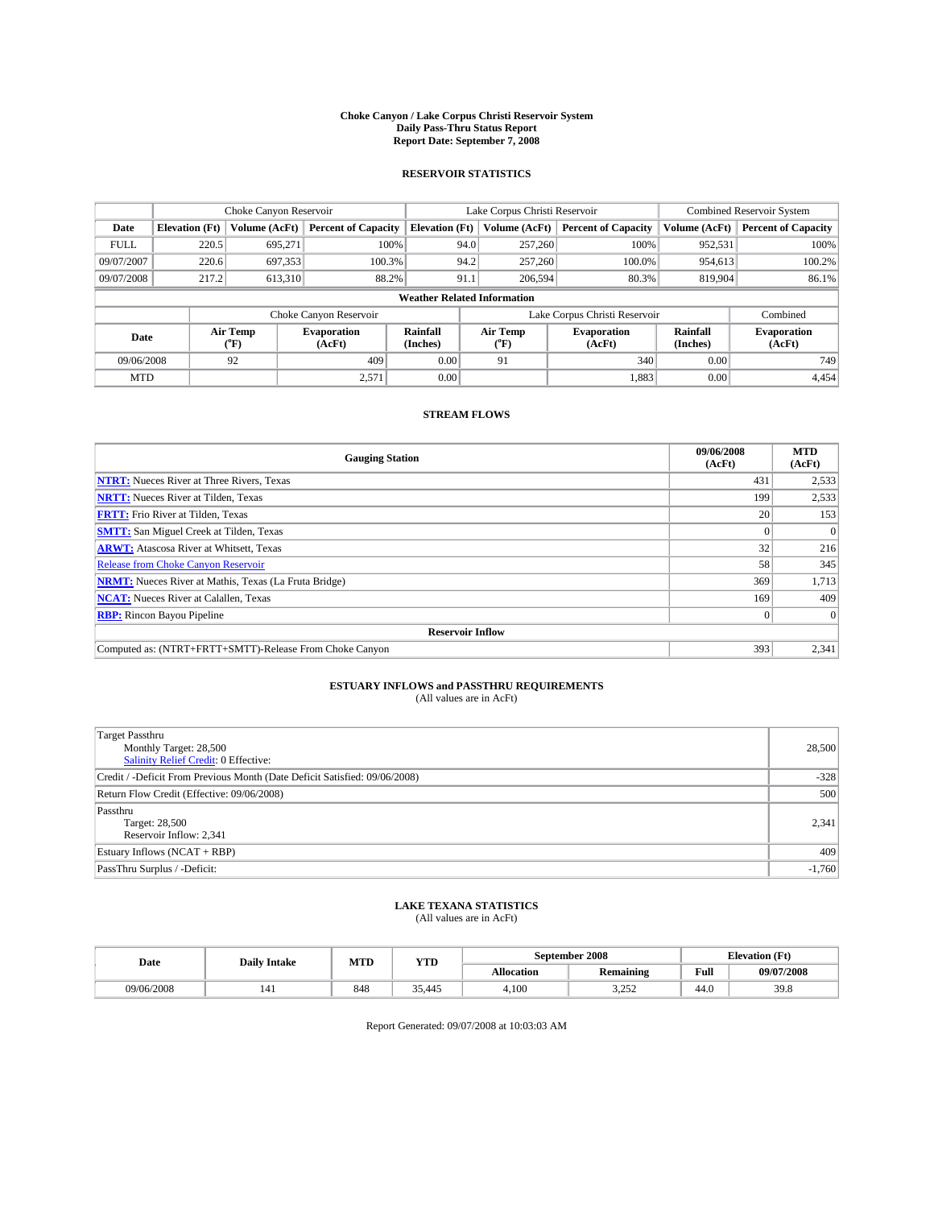# Choke Canyon / Lake Corpus Christi Reservoir System
## Daily Pass-Thru Status Report
### Report Date: September 7, 2008

## RESERVOIR STATISTICS

| | Choke Canyon Reservoir | | | Lake Corpus Christi Reservoir | | | Combined Reservoir System | |
|---|---|---|---|---|---|---|---|---|
| Date | Elevation (Ft) | Volume (AcFt) | Percent of Capacity | Elevation (Ft) | Volume (AcFt) | Percent of Capacity | Volume (AcFt) | Percent of Capacity |
| FULL | 220.5 | 695,271 | 100% | 94.0 | 257,260 | 100% | 952,531 | 100% |
| 09/07/2007 | 220.6 | 697,353 | 100.3% | 94.2 | 257,260 | 100.0% | 954,613 | 100.2% |
| 09/07/2008 | 217.2 | 613,310 | 88.2% | 91.1 | 206,594 | 80.3% | 819,904 | 86.1% |

**Weather Related Information**

| | Choke Canyon Reservoir | | | Lake Corpus Christi Reservoir | | | Combined |
|---|---|---|---|---|---|---|---|
| Date | Air Temp (°F) | Evaporation (AcFt) | Rainfall (Inches) | Air Temp (°F) | Evaporation (AcFt) | Rainfall (Inches) | Evaporation (AcFt) |
| 09/06/2008 | 92 | 409 | 0.00 | 91 | 340 | 0.00 | 749 |
| MTD | | 2,571 | 0.00 | | 1,883 | 0.00 | 4,454 |

## STREAM FLOWS

| Gauging Station | 09/06/2008 (AcFt) | MTD (AcFt) |
|---|---|---|
| NTRT: Nueces River at Three Rivers, Texas | 431 | 2,533 |
| NRTT: Nueces River at Tilden, Texas | 199 | 2,533 |
| FRTT: Frio River at Tilden, Texas | 20 | 153 |
| SMTT: San Miguel Creek at Tilden, Texas | 0 | 0 |
| ARWT: Atascosa River at Whitsett, Texas | 32 | 216 |
| Release from Choke Canyon Reservoir | 58 | 345 |
| NRMT: Nueces River at Mathis, Texas (La Fruta Bridge) | 369 | 1,713 |
| NCAT: Nueces River at Calallen, Texas | 169 | 409 |
| RBP: Rincon Bayou Pipeline | 0 | 0 |
| **Reservoir Inflow** | | |
| Computed as: (NTRT+FRTT+SMTT)-Release From Choke Canyon | 393 | 2,341 |

## ESTUARY INFLOWS and PASSTHRU REQUIREMENTS
(All values are in AcFt)

| | |
|---|---|
| Target Passthru<br>Monthly Target: 28,500<br>Salinity Relief Credit: 0 Effective: | 28,500 |
| Credit / -Deficit From Previous Month (Date Deficit Satisfied: 09/06/2008) | -328 |
| Return Flow Credit (Effective: 09/06/2008) | 500 |
| Passthru<br>Target: 28,500<br>Reservoir Inflow: 2,341 | 2,341 |
| Estuary Inflows (NCAT + RBP) | 409 |
| PassThru Surplus / -Deficit: | -1,760 |

## LAKE TEXANA STATISTICS
(All values are in AcFt)

| Date | Daily Intake | MTD | YTD | September 2008 | | Elevation (Ft) | |
|---|---|---|---|---|---|---|---|
| | | | | Allocation | Remaining | Full | 09/07/2008 |
| 09/06/2008 | 141 | 848 | 35,445 | 4,100 | 3,252 | 44.0 | 39.8 |

Report Generated: 09/07/2008 at 10:03:03 AM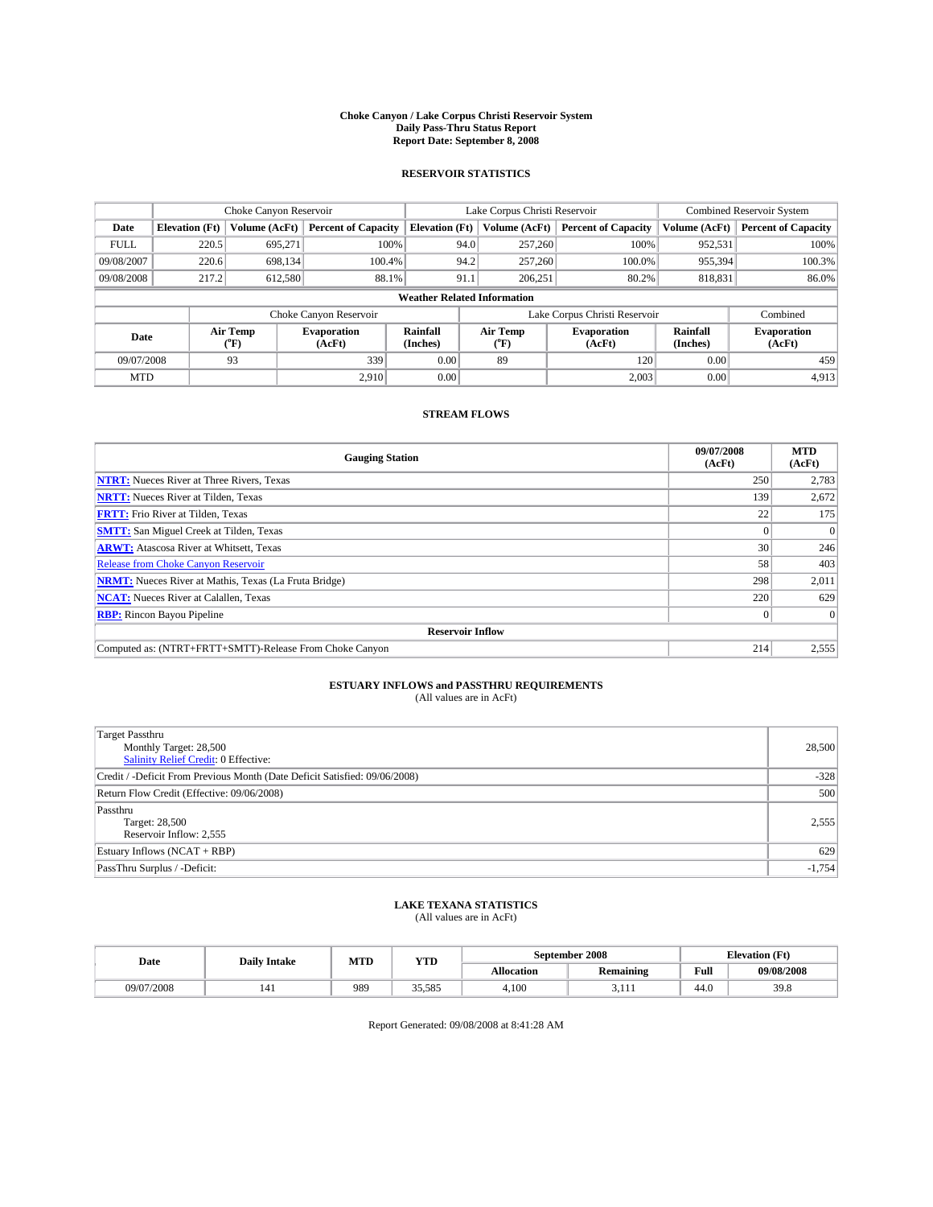# Choke Canyon / Lake Corpus Christi Reservoir System
## Daily Pass-Thru Status Report
### Report Date: September 8, 2008

## RESERVOIR STATISTICS

| | Choke Canyon Reservoir | | | Lake Corpus Christi Reservoir | | | Combined Reservoir System | |
|---|---|---|---|---|---|---|---|---|
| Date | Elevation (Ft) | Volume (AcFt) | Percent of Capacity | Elevation (Ft) | Volume (AcFt) | Percent of Capacity | Volume (AcFt) | Percent of Capacity |
| FULL | 220.5 | 695,271 | 100% | 94.0 | 257,260 | 100% | 952,531 | 100% |
| 09/08/2007 | 220.6 | 698,134 | 100.4% | 94.2 | 257,260 | 100.0% | 955,394 | 100.3% |
| 09/08/2008 | 217.2 | 612,580 | 88.1% | 91.1 | 206,251 | 80.2% | 818,831 | 86.0% |

**Weather Related Information**

| | Choke Canyon Reservoir | | | Lake Corpus Christi Reservoir | | | Combined |
|---|---|---|---|---|---|---|---|
| Date | Air Temp (°F) | Evaporation (AcFt) | Rainfall (Inches) | Air Temp (°F) | Evaporation (AcFt) | Rainfall (Inches) | Evaporation (AcFt) |
| 09/07/2008 | 93 | 339 | 0.00 | 89 | 120 | 0.00 | 459 |
| MTD | | 2,910 | 0.00 | | 2,003 | 0.00 | 4,913 |

## STREAM FLOWS

| Gauging Station | 09/07/2008 (AcFt) | MTD (AcFt) |
|---|---|---|
| **NTRT:** Nueces River at Three Rivers, Texas | 250 | 2,783 |
| **NRTT:** Nueces River at Tilden, Texas | 139 | 2,672 |
| **FRTT:** Frio River at Tilden, Texas | 22 | 175 |
| **SMTT:** San Miguel Creek at Tilden, Texas | 0 | 0 |
| **ARWT:** Atascosa River at Whitsett, Texas | 30 | 246 |
| Release from Choke Canyon Reservoir | 58 | 403 |
| **NRMT:** Nueces River at Mathis, Texas (La Fruta Bridge) | 298 | 2,011 |
| **NCAT:** Nueces River at Calallen, Texas | 220 | 629 |
| **RBP:** Rincon Bayou Pipeline | 0 | 0 |
| **Reservoir Inflow** | | |
| Computed as: (NTRT+FRTT+SMTT)-Release From Choke Canyon | 214 | 2,555 |

## ESTUARY INFLOWS and PASSTHRU REQUIREMENTS
(All values are in AcFt)

| | |
|---|---|
| Target Passthru<br>Monthly Target: 28,500<br>Salinity Relief Credit: 0 Effective: | 28,500 |
| Credit / -Deficit From Previous Month (Date Deficit Satisfied: 09/06/2008) | -328 |
| Return Flow Credit (Effective: 09/06/2008) | 500 |
| Passthru<br>Target: 28,500<br>Reservoir Inflow: 2,555 | 2,555 |
| Estuary Inflows (NCAT + RBP) | 629 |
| PassThru Surplus / -Deficit: | -1,754 |

## LAKE TEXANA STATISTICS
(All values are in AcFt)

| Date | Daily Intake | MTD | YTD | September 2008 | | Elevation (Ft) | |
|---|---|---|---|---|---|---|---|
| | | | | Allocation | Remaining | Full | 09/08/2008 |
| 09/07/2008 | 141 | 989 | 35,585 | 4,100 | 3,111 | 44.0 | 39.8 |

Report Generated: 09/08/2008 at 8:41:28 AM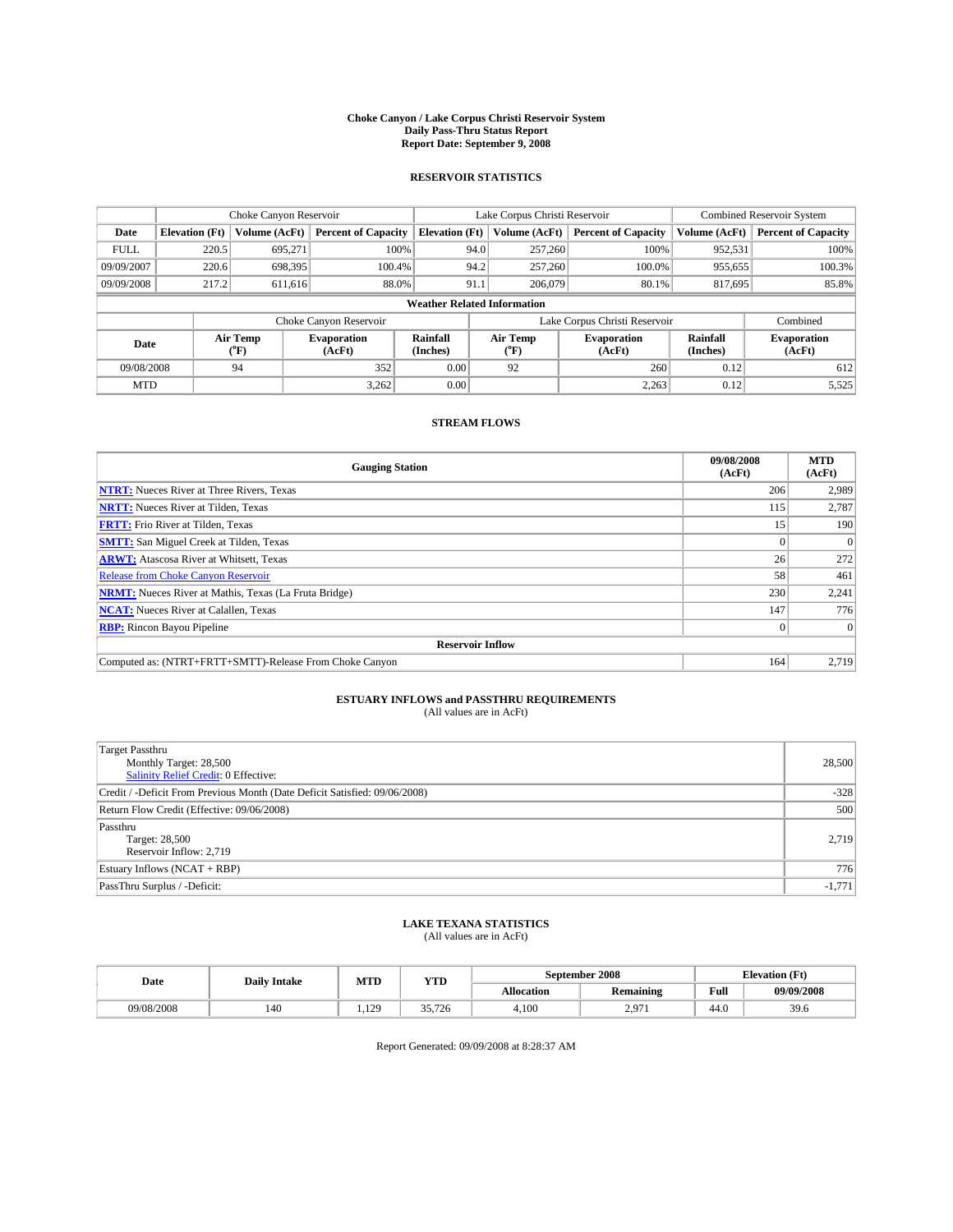# Choke Canyon / Lake Corpus Christi Reservoir System
## Daily Pass-Thru Status Report
## Report Date: September 9, 2008

### RESERVOIR STATISTICS

| | Choke Canyon Reservoir | | | Lake Corpus Christi Reservoir | | | Combined Reservoir System | |
|---|---|---|---|---|---|---|---|---|
| Date | Elevation (Ft) | Volume (AcFt) | Percent of Capacity | Elevation (Ft) | Volume (AcFt) | Percent of Capacity | Volume (AcFt) | Percent of Capacity |
| FULL | 220.5 | 695,271 | 100% | 94.0 | 257,260 | 100% | 952,531 | 100% |
| 09/09/2007 | 220.6 | 698,395 | 100.4% | 94.2 | 257,260 | 100.0% | 955,655 | 100.3% |
| 09/09/2008 | 217.2 | 611,616 | 88.0% | 91.1 | 206,079 | 80.1% | 817,695 | 85.8% |

**Weather Related Information**

| | Choke Canyon Reservoir | | | Lake Corpus Christi Reservoir | | | Combined |
|---|---|---|---|---|---|---|---|
| Date | Air Temp (°F) | Evaporation (AcFt) | Rainfall (Inches) | Air Temp (°F) | Evaporation (AcFt) | Rainfall (Inches) | Evaporation (AcFt) |
| 09/08/2008 | 94 | 352 | 0.00 | 92 | 260 | 0.12 | 612 |
| MTD | | 3,262 | 0.00 | | 2,263 | 0.12 | 5,525 |

### STREAM FLOWS

| Gauging Station | 09/08/2008 (AcFt) | MTD (AcFt) |
|---|---|---|
| NTRT: Nueces River at Three Rivers, Texas | 206 | 2,989 |
| NRTT: Nueces River at Tilden, Texas | 115 | 2,787 |
| FRTT: Frio River at Tilden, Texas | 15 | 190 |
| SMTT: San Miguel Creek at Tilden, Texas | 0 | 0 |
| ARWT: Atascosa River at Whitsett, Texas | 26 | 272 |
| Release from Choke Canyon Reservoir | 58 | 461 |
| NRMT: Nueces River at Mathis, Texas (La Fruta Bridge) | 230 | 2,241 |
| NCAT: Nueces River at Calallen, Texas | 147 | 776 |
| RBP: Rincon Bayou Pipeline | 0 | 0 |
| **Reservoir Inflow** | | |
| Computed as: (NTRT+FRTT+SMTT)-Release From Choke Canyon | 164 | 2,719 |

### ESTUARY INFLOWS and PASSTHRU REQUIREMENTS
(All values are in AcFt)

| | |
|---|---|
| Target Passthru<br>Monthly Target: 28,500<br>Salinity Relief Credit: 0 Effective: | 28,500 |
| Credit / -Deficit From Previous Month (Date Deficit Satisfied: 09/06/2008) | -328 |
| Return Flow Credit (Effective: 09/06/2008) | 500 |
| Passthru<br>Target: 28,500<br>Reservoir Inflow: 2,719 | 2,719 |
| Estuary Inflows (NCAT + RBP) | 776 |
| PassThru Surplus / -Deficit: | -1,771 |

### LAKE TEXANA STATISTICS
(All values are in AcFt)

| Date | Daily Intake | MTD | YTD | September 2008 | | Elevation (Ft) | |
|---|---|---|---|---|---|---|---|
| | | | | Allocation | Remaining | Full | 09/09/2008 |
| 09/08/2008 | 140 | 1,129 | 35,726 | 4,100 | 2,971 | 44.0 | 39.6 |

Report Generated: 09/09/2008 at 8:28:37 AM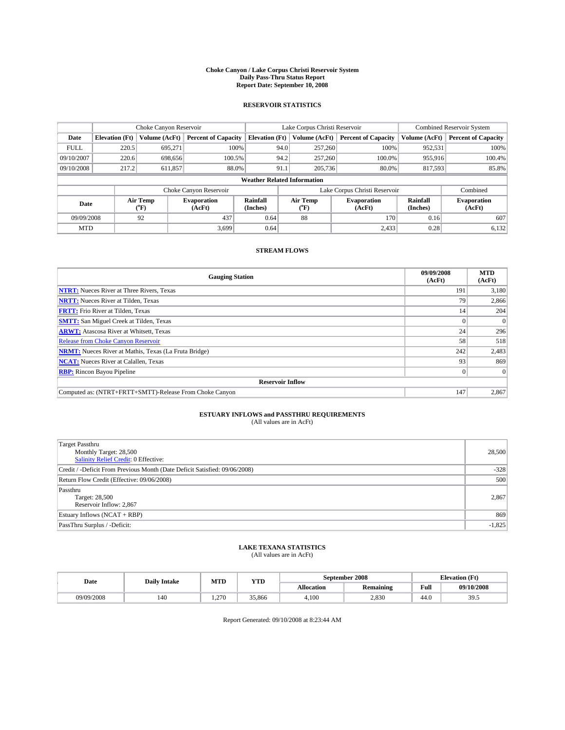# Choke Canyon / Lake Corpus Christi Reservoir System
## Daily Pass-Thru Status Report
### Report Date: September 10, 2008

## RESERVOIR STATISTICS

| | Choke Canyon Reservoir | | | Lake Corpus Christi Reservoir | | | Combined Reservoir System | |
|---|---|---|---|---|---|---|---|---|
| Date | Elevation (Ft) | Volume (AcFt) | Percent of Capacity | Elevation (Ft) | Volume (AcFt) | Percent of Capacity | Volume (AcFt) | Percent of Capacity |
| FULL | 220.5 | 695,271 | 100% | 94.0 | 257,260 | 100% | 952,531 | 100% |
| 09/10/2007 | 220.6 | 698,656 | 100.5% | 94.2 | 257,260 | 100.0% | 955,916 | 100.4% |
| 09/10/2008 | 217.2 | 611,857 | 88.0% | 91.1 | 205,736 | 80.0% | 817,593 | 85.8% |

**Weather Related Information**

| | Choke Canyon Reservoir | | | Lake Corpus Christi Reservoir | | | Combined |
|---|---|---|---|---|---|---|---|
| Date | Air Temp (°F) | Evaporation (AcFt) | Rainfall (Inches) | Air Temp (°F) | Evaporation (AcFt) | Rainfall (Inches) | Evaporation (AcFt) |
| 09/09/2008 | 92 | 437 | 0.64 | 88 | 170 | 0.16 | 607 |
| MTD | | 3,699 | 0.64 | | 2,433 | 0.28 | 6,132 |

## STREAM FLOWS

| Gauging Station | 09/09/2008 (AcFt) | MTD (AcFt) |
|---|---|---|
| NTRT: Nueces River at Three Rivers, Texas | 191 | 3,180 |
| NRTT: Nueces River at Tilden, Texas | 79 | 2,866 |
| FRTT: Frio River at Tilden, Texas | 14 | 204 |
| SMTT: San Miguel Creek at Tilden, Texas | 0 | 0 |
| ARWT: Atascosa River at Whitsett, Texas | 24 | 296 |
| Release from Choke Canyon Reservoir | 58 | 518 |
| NRMT: Nueces River at Mathis, Texas (La Fruta Bridge) | 242 | 2,483 |
| NCAT: Nueces River at Calallen, Texas | 93 | 869 |
| RBP: Rincon Bayou Pipeline | 0 | 0 |
| **Reservoir Inflow** | | |
| Computed as: (NTRT+FRTT+SMTT)-Release From Choke Canyon | 147 | 2,867 |

## ESTUARY INFLOWS and PASSTHRU REQUIREMENTS
(All values are in AcFt)

| | |
|---|---|
| Target Passthru<br>Monthly Target: 28,500<br>Salinity Relief Credit: 0 Effective: | 28,500 |
| Credit / -Deficit From Previous Month (Date Deficit Satisfied: 09/06/2008) | -328 |
| Return Flow Credit (Effective: 09/06/2008) | 500 |
| Passthru<br>Target: 28,500<br>Reservoir Inflow: 2,867 | 2,867 |
| Estuary Inflows (NCAT + RBP) | 869 |
| PassThru Surplus / -Deficit: | -1,825 |

## LAKE TEXANA STATISTICS
(All values are in AcFt)

| Date | Daily Intake | MTD | YTD | September 2008 | | Elevation (Ft) | |
|---|---|---|---|---|---|---|---|
| | | | | Allocation | Remaining | Full | 09/10/2008 |
| 09/09/2008 | 140 | 1,270 | 35,866 | 4,100 | 2,830 | 44.0 | 39.5 |

Report Generated: 09/10/2008 at 8:23:44 AM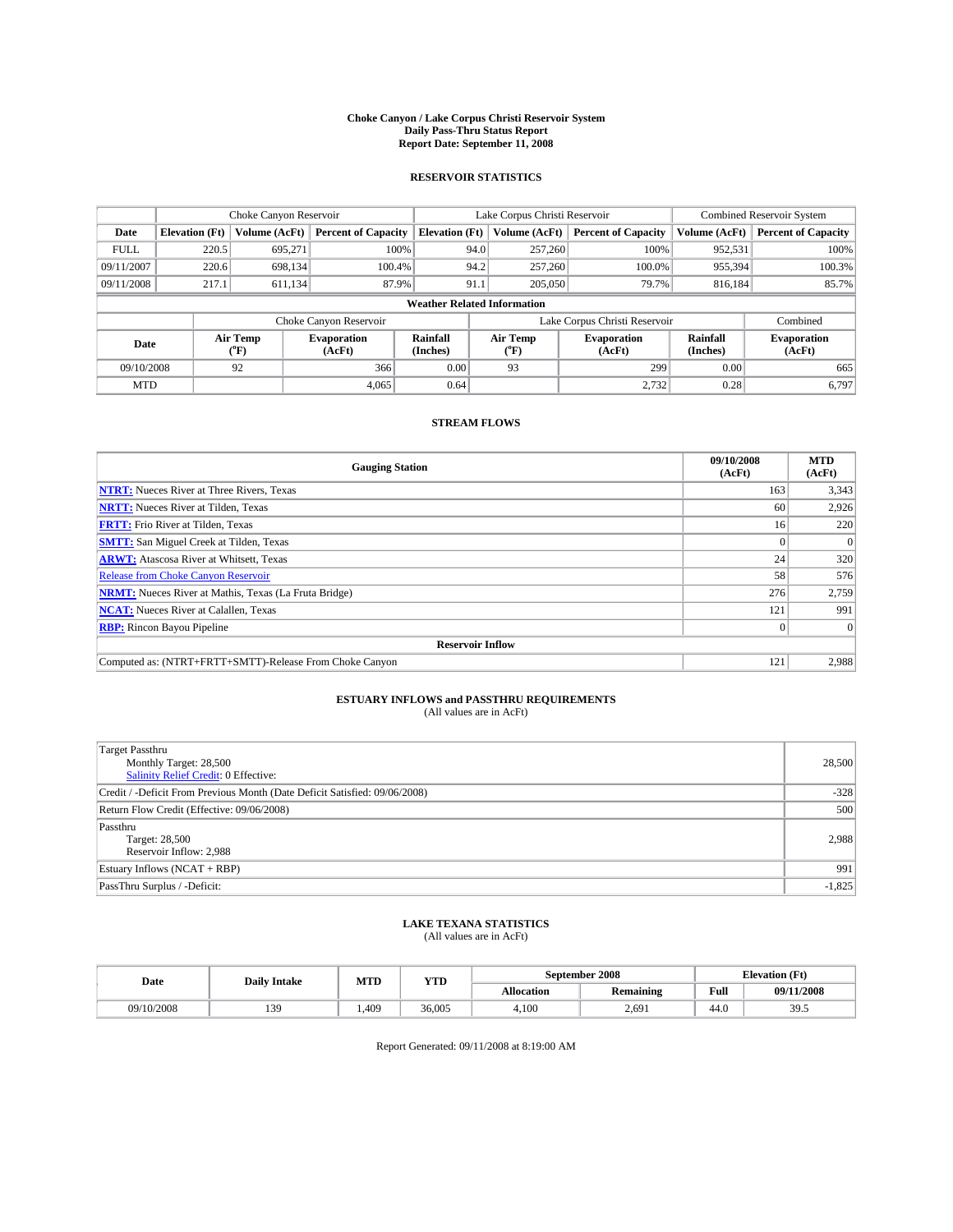# Choke Canyon / Lake Corpus Christi Reservoir System
## Daily Pass-Thru Status Report
## Report Date: September 11, 2008

### RESERVOIR STATISTICS

| | Choke Canyon Reservoir | | | Lake Corpus Christi Reservoir | | | Combined Reservoir System | |
|---|---|---|---|---|---|---|---|---|
| Date | Elevation (Ft) | Volume (AcFt) | Percent of Capacity | Elevation (Ft) | Volume (AcFt) | Percent of Capacity | Volume (AcFt) | Percent of Capacity |
| FULL | 220.5 | 695,271 | 100% | 94.0 | 257,260 | 100% | 952,531 | 100% |
| 09/11/2007 | 220.6 | 698,134 | 100.4% | 94.2 | 257,260 | 100.0% | 955,394 | 100.3% |
| 09/11/2008 | 217.1 | 611,134 | 87.9% | 91.1 | 205,050 | 79.7% | 816,184 | 85.7% |

**Weather Related Information**

| | Choke Canyon Reservoir | | | Lake Corpus Christi Reservoir | | | Combined |
|---|---|---|---|---|---|---|---|
| Date | Air Temp (°F) | Evaporation (AcFt) | Rainfall (Inches) | Air Temp (°F) | Evaporation (AcFt) | Rainfall (Inches) | Evaporation (AcFt) |
| 09/10/2008 | 92 | 366 | 0.00 | 93 | 299 | 0.00 | 665 |
| MTD | | 4,065 | 0.64 | | 2,732 | 0.28 | 6,797 |

### STREAM FLOWS

| Gauging Station | 09/10/2008 (AcFt) | MTD (AcFt) |
|---|---|---|
| **NTRT:** Nueces River at Three Rivers, Texas | 163 | 3,343 |
| **NRTT:** Nueces River at Tilden, Texas | 60 | 2,926 |
| **FRTT:** Frio River at Tilden, Texas | 16 | 220 |
| **SMTT:** San Miguel Creek at Tilden, Texas | 0 | 0 |
| **ARWT:** Atascosa River at Whitsett, Texas | 24 | 320 |
| Release from Choke Canyon Reservoir | 58 | 576 |
| **NRMT:** Nueces River at Mathis, Texas (La Fruta Bridge) | 276 | 2,759 |
| **NCAT:** Nueces River at Calallen, Texas | 121 | 991 |
| **RBP:** Rincon Bayou Pipeline | 0 | 0 |
| **Reservoir Inflow** | | |
| Computed as: (NTRT+FRTT+SMTT)-Release From Choke Canyon | 121 | 2,988 |

### ESTUARY INFLOWS and PASSTHRU REQUIREMENTS
(All values are in AcFt)

| | |
|---|---|
| Target Passthru<br>Monthly Target: 28,500<br>Salinity Relief Credit: 0 Effective: | 28,500 |
| Credit / -Deficit From Previous Month (Date Deficit Satisfied: 09/06/2008) | -328 |
| Return Flow Credit (Effective: 09/06/2008) | 500 |
| Passthru<br>Target: 28,500<br>Reservoir Inflow: 2,988 | 2,988 |
| Estuary Inflows (NCAT + RBP) | 991 |
| PassThru Surplus / -Deficit: | -1,825 |

### LAKE TEXANA STATISTICS
(All values are in AcFt)

| Date | Daily Intake | MTD | YTD | September 2008 | | Elevation (Ft) | |
|---|---|---|---|---|---|---|---|
| | | | | Allocation | Remaining | Full | 09/11/2008 |
| 09/10/2008 | 139 | 1,409 | 36,005 | 4,100 | 2,691 | 44.0 | 39.5 |

Report Generated: 09/11/2008 at 8:19:00 AM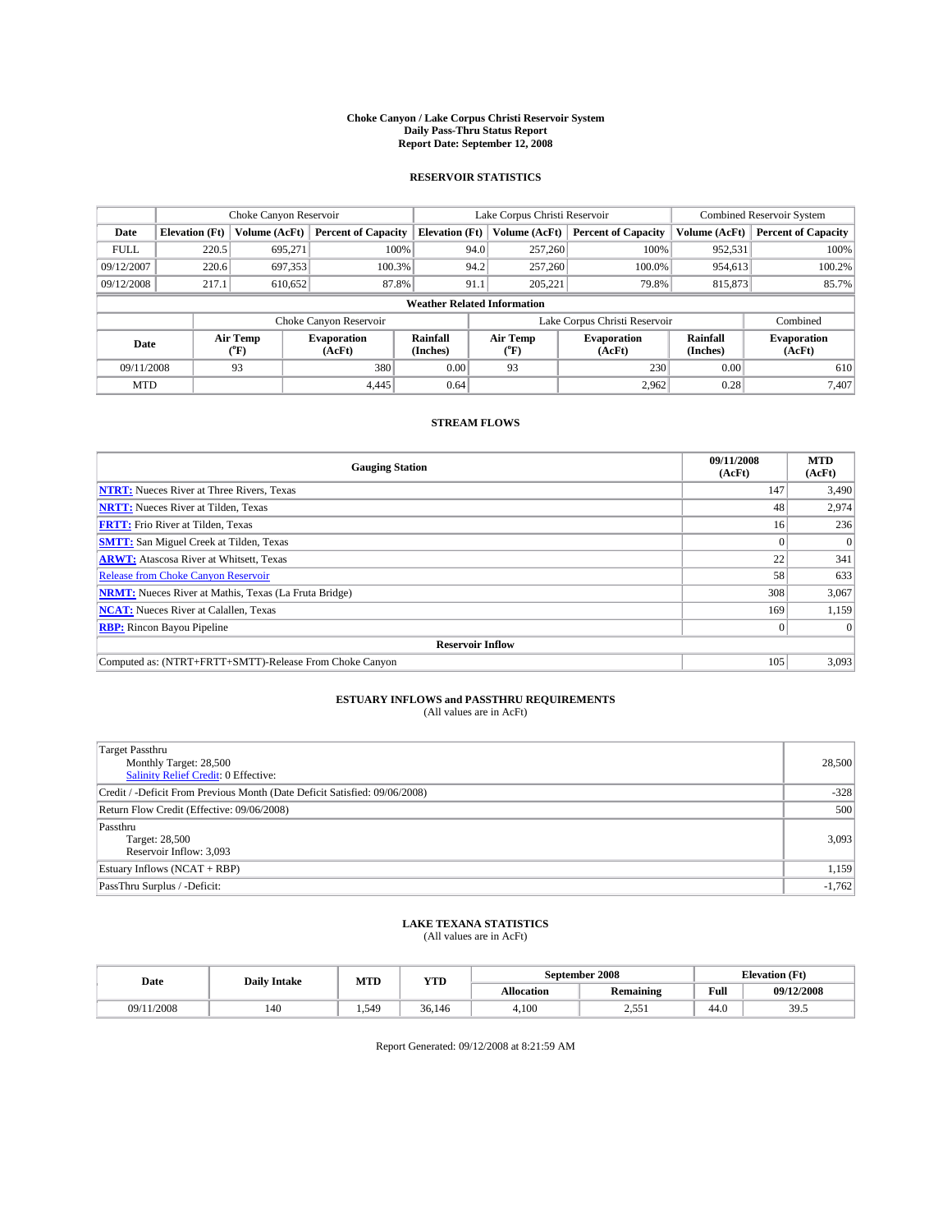# Choke Canyon / Lake Corpus Christi Reservoir System
## Daily Pass-Thru Status Report
## Report Date: September 12, 2008

### RESERVOIR STATISTICS

| | Choke Canyon Reservoir | | | Lake Corpus Christi Reservoir | | | Combined Reservoir System | |
|---|---|---|---|---|---|---|---|---|
| Date | Elevation (Ft) | Volume (AcFt) | Percent of Capacity | Elevation (Ft) | Volume (AcFt) | Percent of Capacity | Volume (AcFt) | Percent of Capacity |
| FULL | 220.5 | 695,271 | 100% | 94.0 | 257,260 | 100% | 952,531 | 100% |
| 09/12/2007 | 220.6 | 697,353 | 100.3% | 94.2 | 257,260 | 100.0% | 954,613 | 100.2% |
| 09/12/2008 | 217.1 | 610,652 | 87.8% | 91.1 | 205,221 | 79.8% | 815,873 | 85.7% |

**Weather Related Information**

| | Choke Canyon Reservoir | | | Lake Corpus Christi Reservoir | | | Combined |
|---|---|---|---|---|---|---|---|
| Date | Air Temp (°F) | Evaporation (AcFt) | Rainfall (Inches) | Air Temp (°F) | Evaporation (AcFt) | Rainfall (Inches) | Evaporation (AcFt) |
| 09/11/2008 | 93 | 380 | 0.00 | 93 | 230 | 0.00 | 610 |
| MTD | | 4,445 | 0.64 | | 2,962 | 0.28 | 7,407 |

### STREAM FLOWS

| Gauging Station | 09/11/2008 (AcFt) | MTD (AcFt) |
|---|---|---|
| **NTRT:** Nueces River at Three Rivers, Texas | 147 | 3,490 |
| **NRTT:** Nueces River at Tilden, Texas | 48 | 2,974 |
| **FRTT:** Frio River at Tilden, Texas | 16 | 236 |
| **SMTT:** San Miguel Creek at Tilden, Texas | 0 | 0 |
| **ARWT:** Atascosa River at Whitsett, Texas | 22 | 341 |
| Release from Choke Canyon Reservoir | 58 | 633 |
| **NRMT:** Nueces River at Mathis, Texas (La Fruta Bridge) | 308 | 3,067 |
| **NCAT:** Nueces River at Calallen, Texas | 169 | 1,159 |
| **RBP:** Rincon Bayou Pipeline | 0 | 0 |
| **Reservoir Inflow** | | |
| Computed as: (NTRT+FRTT+SMTT)-Release From Choke Canyon | 105 | 3,093 |

### ESTUARY INFLOWS and PASSTHRU REQUIREMENTS
(All values are in AcFt)

| | |
|---|---|
| Target Passthru<br>Monthly Target: 28,500<br>Salinity Relief Credit: 0 Effective: | 28,500 |
| Credit / -Deficit From Previous Month (Date Deficit Satisfied: 09/06/2008) | -328 |
| Return Flow Credit (Effective: 09/06/2008) | 500 |
| Passthru<br>Target: 28,500<br>Reservoir Inflow: 3,093 | 3,093 |
| Estuary Inflows (NCAT + RBP) | 1,159 |
| PassThru Surplus / -Deficit: | -1,762 |

### LAKE TEXANA STATISTICS
(All values are in AcFt)

| Date | Daily Intake | MTD | YTD | September 2008 | | Elevation (Ft) | |
|---|---|---|---|---|---|---|---|
| | | | | Allocation | Remaining | Full | 09/12/2008 |
| 09/11/2008 | 140 | 1,549 | 36,146 | 4,100 | 2,551 | 44.0 | 39.5 |

Report Generated: 09/12/2008 at 8:21:59 AM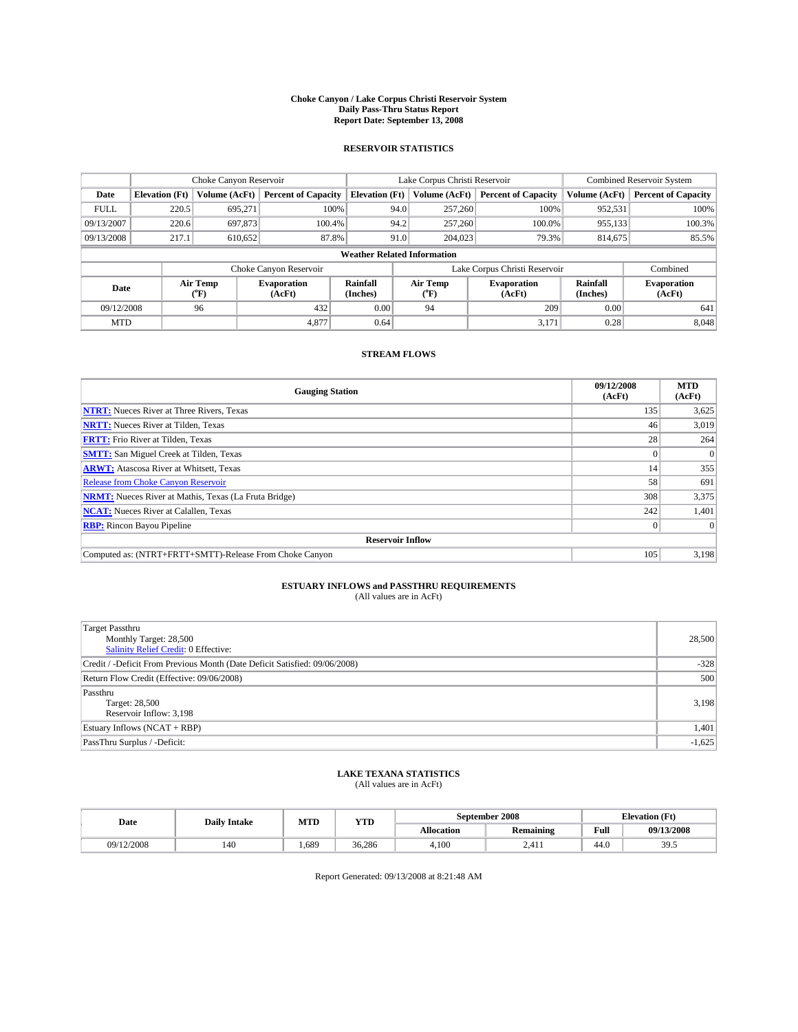# Choke Canyon / Lake Corpus Christi Reservoir System
## Daily Pass-Thru Status Report
### Report Date: September 13, 2008

## RESERVOIR STATISTICS

| | Choke Canyon Reservoir | | | Lake Corpus Christi Reservoir | | | Combined Reservoir System | |
|---|---|---|---|---|---|---|---|---|
| Date | Elevation (Ft) | Volume (AcFt) | Percent of Capacity | Elevation (Ft) | Volume (AcFt) | Percent of Capacity | Volume (AcFt) | Percent of Capacity |
| FULL | 220.5 | 695,271 | 100% | 94.0 | 257,260 | 100% | 952,531 | 100% |
| 09/13/2007 | 220.6 | 697,873 | 100.4% | 94.2 | 257,260 | 100.0% | 955,133 | 100.3% |
| 09/13/2008 | 217.1 | 610,652 | 87.8% | 91.0 | 204,023 | 79.3% | 814,675 | 85.5% |

**Weather Related Information**

| | Choke Canyon Reservoir | | | Lake Corpus Christi Reservoir | | | Combined |
|---|---|---|---|---|---|---|---|
| Date | Air Temp (°F) | Evaporation (AcFt) | Rainfall (Inches) | Air Temp (°F) | Evaporation (AcFt) | Rainfall (Inches) | Evaporation (AcFt) |
| 09/12/2008 | 96 | 432 | 0.00 | 94 | 209 | 0.00 | 641 |
| MTD | | 4,877 | 0.64 | | 3,171 | 0.28 | 8,048 |

## STREAM FLOWS

| Gauging Station | 09/12/2008 (AcFt) | MTD (AcFt) |
|---|---|---|
| **NTRT:** Nueces River at Three Rivers, Texas | 135 | 3,625 |
| **NRTT:** Nueces River at Tilden, Texas | 46 | 3,019 |
| **FRTT:** Frio River at Tilden, Texas | 28 | 264 |
| **SMTT:** San Miguel Creek at Tilden, Texas | 0 | 0 |
| **ARWT:** Atascosa River at Whitsett, Texas | 14 | 355 |
| Release from Choke Canyon Reservoir | 58 | 691 |
| **NRMT:** Nueces River at Mathis, Texas (La Fruta Bridge) | 308 | 3,375 |
| **NCAT:** Nueces River at Calallen, Texas | 242 | 1,401 |
| **RBP:** Rincon Bayou Pipeline | 0 | 0 |
| **Reservoir Inflow** | | |
| Computed as: (NTRT+FRTT+SMTT)-Release From Choke Canyon | 105 | 3,198 |

## ESTUARY INFLOWS and PASSTHRU REQUIREMENTS
(All values are in AcFt)

| | |
|---|---|
| Target Passthru<br>Monthly Target: 28,500<br>Salinity Relief Credit: 0 Effective: | 28,500 |
| Credit / -Deficit From Previous Month (Date Deficit Satisfied: 09/06/2008) | -328 |
| Return Flow Credit (Effective: 09/06/2008) | 500 |
| Passthru<br>Target: 28,500<br>Reservoir Inflow: 3,198 | 3,198 |
| Estuary Inflows (NCAT + RBP) | 1,401 |
| PassThru Surplus / -Deficit: | -1,625 |

## LAKE TEXANA STATISTICS
(All values are in AcFt)

| Date | Daily Intake | MTD | YTD | September 2008 | | Elevation (Ft) | |
|---|---|---|---|---|---|---|---|
| | | | | Allocation | Remaining | Full | 09/13/2008 |
| 09/12/2008 | 140 | 1,689 | 36,286 | 4,100 | 2,411 | 44.0 | 39.5 |

Report Generated: 09/13/2008 at 8:21:48 AM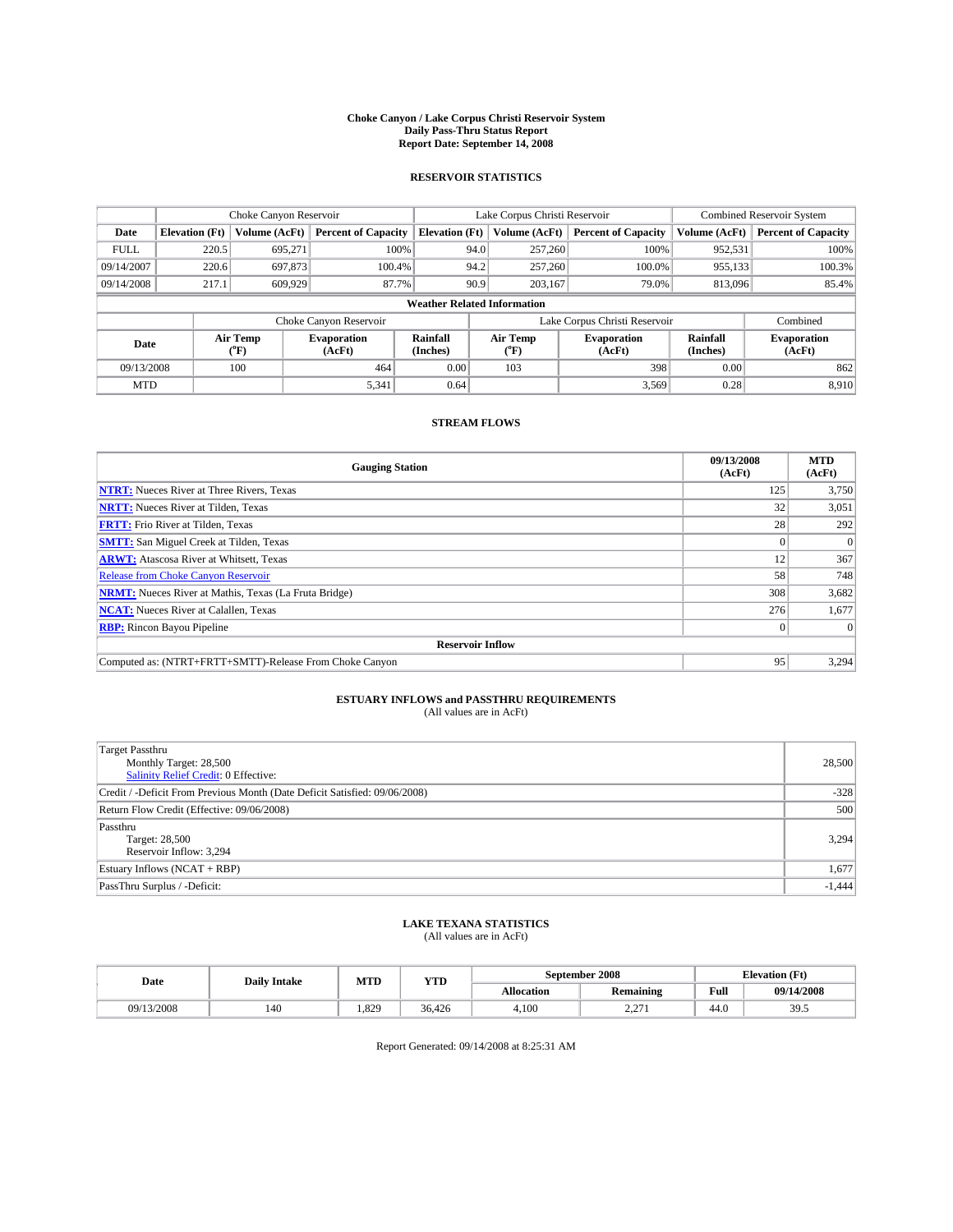# Choke Canyon / Lake Corpus Christi Reservoir System
## Daily Pass-Thru Status Report
### Report Date: September 14, 2008

## RESERVOIR STATISTICS

| | Choke Canyon Reservoir | | | Lake Corpus Christi Reservoir | | | Combined Reservoir System | |
|---|---|---|---|---|---|---|---|---|
| Date | Elevation (Ft) | Volume (AcFt) | Percent of Capacity | Elevation (Ft) | Volume (AcFt) | Percent of Capacity | Volume (AcFt) | Percent of Capacity |
| FULL | 220.5 | 695,271 | 100% | 94.0 | 257,260 | 100% | 952,531 | 100% |
| 09/14/2007 | 220.6 | 697,873 | 100.4% | 94.2 | 257,260 | 100.0% | 955,133 | 100.3% |
| 09/14/2008 | 217.1 | 609,929 | 87.7% | 90.9 | 203,167 | 79.0% | 813,096 | 85.4% |

**Weather Related Information**

| | Choke Canyon Reservoir | | | Lake Corpus Christi Reservoir | | | Combined |
|---|---|---|---|---|---|---|---|
| Date | Air Temp (°F) | Evaporation (AcFt) | Rainfall (Inches) | Air Temp (°F) | Evaporation (AcFt) | Rainfall (Inches) | Evaporation (AcFt) |
| 09/13/2008 | 100 | 464 | 0.00 | 103 | 398 | 0.00 | 862 |
| MTD | | 5,341 | 0.64 | | 3,569 | 0.28 | 8,910 |

## STREAM FLOWS

| Gauging Station | 09/13/2008 (AcFt) | MTD (AcFt) |
|---|---|---|
| **NTRT:** Nueces River at Three Rivers, Texas | 125 | 3,750 |
| **NRTT:** Nueces River at Tilden, Texas | 32 | 3,051 |
| **FRTT:** Frio River at Tilden, Texas | 28 | 292 |
| **SMTT:** San Miguel Creek at Tilden, Texas | 0 | 0 |
| **ARWT:** Atascosa River at Whitsett, Texas | 12 | 367 |
| Release from Choke Canyon Reservoir | 58 | 748 |
| **NRMT:** Nueces River at Mathis, Texas (La Fruta Bridge) | 308 | 3,682 |
| **NCAT:** Nueces River at Calallen, Texas | 276 | 1,677 |
| **RBP:** Rincon Bayou Pipeline | 0 | 0 |
| **Reservoir Inflow** | | |
| Computed as: (NTRT+FRTT+SMTT)-Release From Choke Canyon | 95 | 3,294 |

## ESTUARY INFLOWS and PASSTHRU REQUIREMENTS
(All values are in AcFt)

| | |
|---|---|
| Target Passthru<br>Monthly Target: 28,500<br>Salinity Relief Credit: 0 Effective: | 28,500 |
| Credit / -Deficit From Previous Month (Date Deficit Satisfied: 09/06/2008) | -328 |
| Return Flow Credit (Effective: 09/06/2008) | 500 |
| Passthru<br>Target: 28,500<br>Reservoir Inflow: 3,294 | 3,294 |
| Estuary Inflows (NCAT + RBP) | 1,677 |
| PassThru Surplus / -Deficit: | -1,444 |

## LAKE TEXANA STATISTICS
(All values are in AcFt)

| Date | Daily Intake | MTD | YTD | September 2008 | | Elevation (Ft) | |
|---|---|---|---|---|---|---|---|
| | | | | Allocation | Remaining | Full | 09/14/2008 |
| 09/13/2008 | 140 | 1,829 | 36,426 | 4,100 | 2,271 | 44.0 | 39.5 |

Report Generated: 09/14/2008 at 8:25:31 AM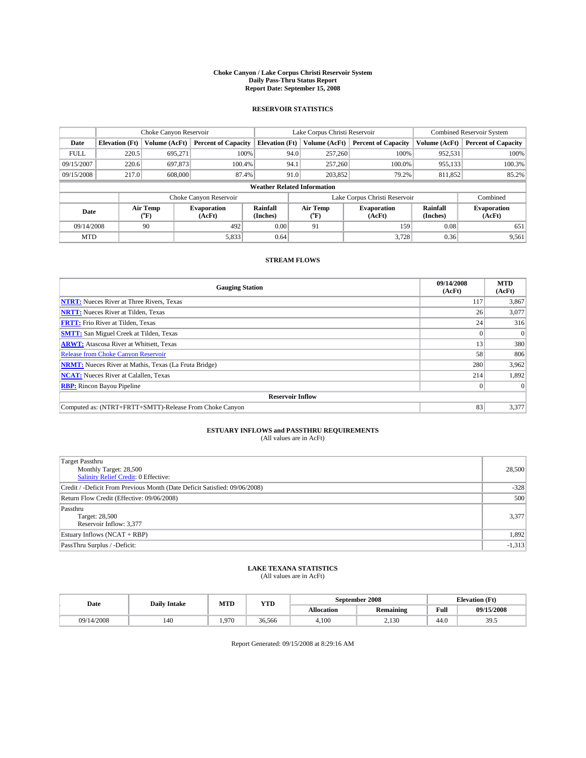# Choke Canyon / Lake Corpus Christi Reservoir System
## Daily Pass-Thru Status Report
## Report Date: September 15, 2008

### RESERVOIR STATISTICS

| | Choke Canyon Reservoir | | | Lake Corpus Christi Reservoir | | | Combined Reservoir System | |
|---|---|---|---|---|---|---|---|---|
| Date | Elevation (Ft) | Volume (AcFt) | Percent of Capacity | Elevation (Ft) | Volume (AcFt) | Percent of Capacity | Volume (AcFt) | Percent of Capacity |
| FULL | 220.5 | 695,271 | 100% | 94.0 | 257,260 | 100% | 952,531 | 100% |
| 09/15/2007 | 220.6 | 697,873 | 100.4% | 94.1 | 257,260 | 100.0% | 955,133 | 100.3% |
| 09/15/2008 | 217.0 | 608,000 | 87.4% | 91.0 | 203,852 | 79.2% | 811,852 | 85.2% |

**Weather Related Information**

| | Choke Canyon Reservoir | | | Lake Corpus Christi Reservoir | | | Combined |
|---|---|---|---|---|---|---|---|
| Date | Air Temp (°F) | Evaporation (AcFt) | Rainfall (Inches) | Air Temp (°F) | Evaporation (AcFt) | Rainfall (Inches) | Evaporation (AcFt) |
| 09/14/2008 | 90 | 492 | 0.00 | 91 | 159 | 0.08 | 651 |
| MTD | | 5,833 | 0.64 | | 3,728 | 0.36 | 9,561 |

### STREAM FLOWS

| Gauging Station | 09/14/2008 (AcFt) | MTD (AcFt) |
|---|---|---|
| NTRT: Nueces River at Three Rivers, Texas | 117 | 3,867 |
| NRTT: Nueces River at Tilden, Texas | 26 | 3,077 |
| FRTT: Frio River at Tilden, Texas | 24 | 316 |
| SMTT: San Miguel Creek at Tilden, Texas | 0 | 0 |
| ARWT: Atascosa River at Whitsett, Texas | 13 | 380 |
| Release from Choke Canyon Reservoir | 58 | 806 |
| NRMT: Nueces River at Mathis, Texas (La Fruta Bridge) | 280 | 3,962 |
| NCAT: Nueces River at Calallen, Texas | 214 | 1,892 |
| RBP: Rincon Bayou Pipeline | 0 | 0 |
| **Reservoir Inflow** | | |
| Computed as: (NTRT+FRTT+SMTT)-Release From Choke Canyon | 83 | 3,377 |

### ESTUARY INFLOWS and PASSTHRU REQUIREMENTS
(All values are in AcFt)

| | |
|---|---|
| Target Passthru<br>Monthly Target: 28,500<br>Salinity Relief Credit: 0 Effective: | 28,500 |
| Credit / -Deficit From Previous Month (Date Deficit Satisfied: 09/06/2008) | -328 |
| Return Flow Credit (Effective: 09/06/2008) | 500 |
| Passthru<br>Target: 28,500<br>Reservoir Inflow: 3,377 | 3,377 |
| Estuary Inflows (NCAT + RBP) | 1,892 |
| PassThru Surplus / -Deficit: | -1,313 |

### LAKE TEXANA STATISTICS
(All values are in AcFt)

| Date | Daily Intake | MTD | YTD | September 2008 | | Elevation (Ft) | |
|---|---|---|---|---|---|---|---|
| | | | | Allocation | Remaining | Full | 09/15/2008 |
| 09/14/2008 | 140 | 1,970 | 36,566 | 4,100 | 2,130 | 44.0 | 39.5 |

Report Generated: 09/15/2008 at 8:29:16 AM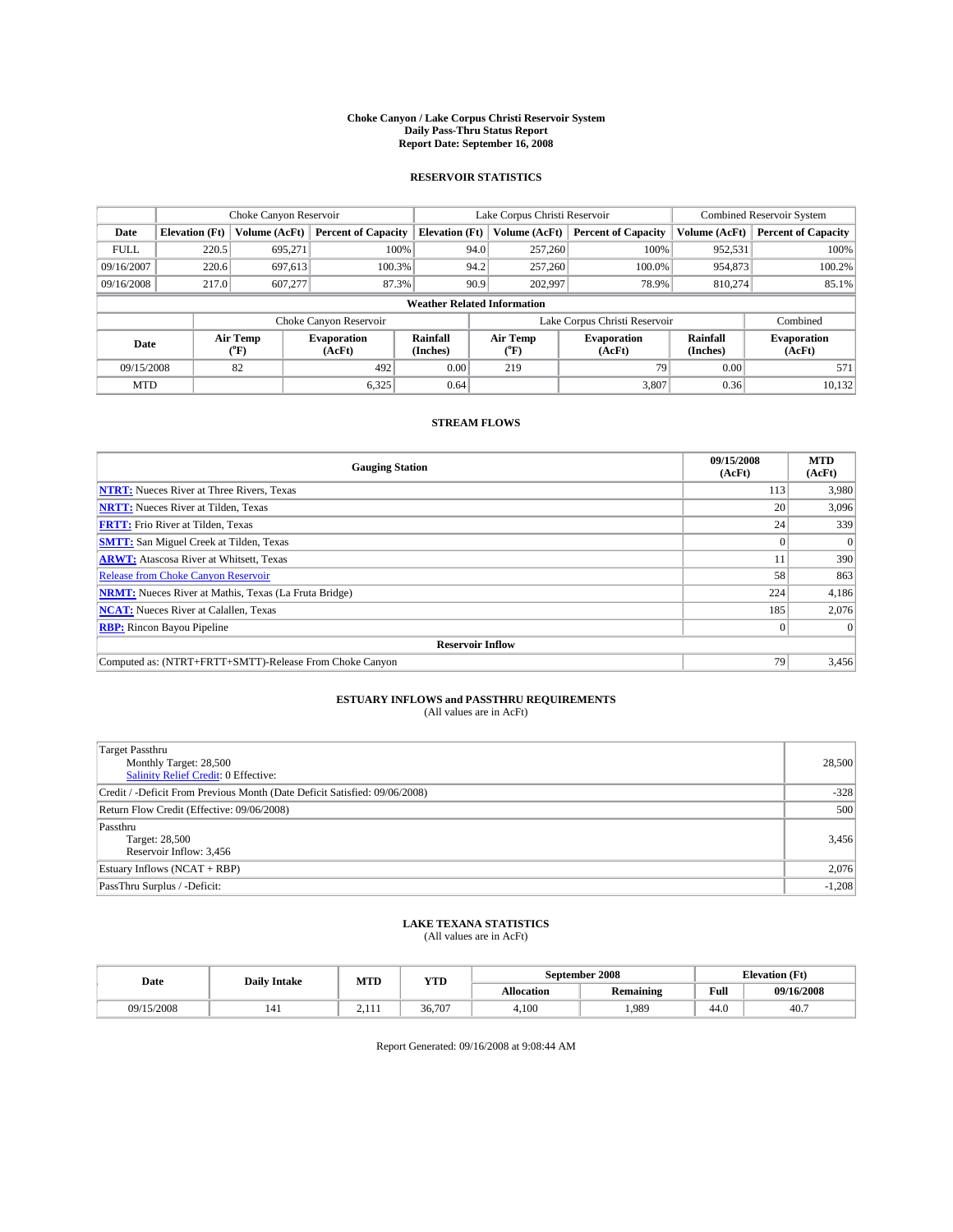**Choke Canyon / Lake Corpus Christi Reservoir System**
**Daily Pass-Thru Status Report**
**Report Date: September 16, 2008**

## RESERVOIR STATISTICS

| | Choke Canyon Reservoir | | | Lake Corpus Christi Reservoir | | | Combined Reservoir System | |
|---|---|---|---|---|---|---|---|---|
| Date | Elevation (Ft) | Volume (AcFt) | Percent of Capacity | Elevation (Ft) | Volume (AcFt) | Percent of Capacity | Volume (AcFt) | Percent of Capacity |
| FULL | 220.5 | 695,271 | 100% | 94.0 | 257,260 | 100% | 952,531 | 100% |
| 09/16/2007 | 220.6 | 697,613 | 100.3% | 94.2 | 257,260 | 100.0% | 954,873 | 100.2% |
| 09/16/2008 | 217.0 | 607,277 | 87.3% | 90.9 | 202,997 | 78.9% | 810,274 | 85.1% |

**Weather Related Information**

| | Choke Canyon Reservoir | | | Lake Corpus Christi Reservoir | | | Combined |
|---|---|---|---|---|---|---|---|
| Date | Air Temp (°F) | Evaporation (AcFt) | Rainfall (Inches) | Air Temp (°F) | Evaporation (AcFt) | Rainfall (Inches) | Evaporation (AcFt) |
| 09/15/2008 | 82 | 492 | 0.00 | 219 | 79 | 0.00 | 571 |
| MTD | | 6,325 | 0.64 | | 3,807 | 0.36 | 10,132 |

## STREAM FLOWS

| Gauging Station | 09/15/2008 (AcFt) | MTD (AcFt) |
|---|---|---|
| NTRT: Nueces River at Three Rivers, Texas | 113 | 3,980 |
| NRTT: Nueces River at Tilden, Texas | 20 | 3,096 |
| FRTT: Frio River at Tilden, Texas | 24 | 339 |
| SMTT: San Miguel Creek at Tilden, Texas | 0 | 0 |
| ARWT: Atascosa River at Whitsett, Texas | 11 | 390 |
| Release from Choke Canyon Reservoir | 58 | 863 |
| NRMT: Nueces River at Mathis, Texas (La Fruta Bridge) | 224 | 4,186 |
| NCAT: Nueces River at Calallen, Texas | 185 | 2,076 |
| RBP: Rincon Bayou Pipeline | 0 | 0 |
| **Reservoir Inflow** | | |
| Computed as: (NTRT+FRTT+SMTT)-Release From Choke Canyon | 79 | 3,456 |

## ESTUARY INFLOWS and PASSTHRU REQUIREMENTS
(All values are in AcFt)

| | |
|---|---|
| Target Passthru<br>Monthly Target: 28,500<br>Salinity Relief Credit: 0 Effective: | 28,500 |
| Credit / -Deficit From Previous Month (Date Deficit Satisfied: 09/06/2008) | -328 |
| Return Flow Credit (Effective: 09/06/2008) | 500 |
| Passthru<br>Target: 28,500<br>Reservoir Inflow: 3,456 | 3,456 |
| Estuary Inflows (NCAT + RBP) | 2,076 |
| PassThru Surplus / -Deficit: | -1,208 |

## LAKE TEXANA STATISTICS
(All values are in AcFt)

| Date | Daily Intake | MTD | YTD | September 2008 | | Elevation (Ft) | |
|---|---|---|---|---|---|---|---|
| | | | | Allocation | Remaining | Full | 09/16/2008 |
| 09/15/2008 | 141 | 2,111 | 36,707 | 4,100 | 1,989 | 44.0 | 40.7 |

Report Generated: 09/16/2008 at 9:08:44 AM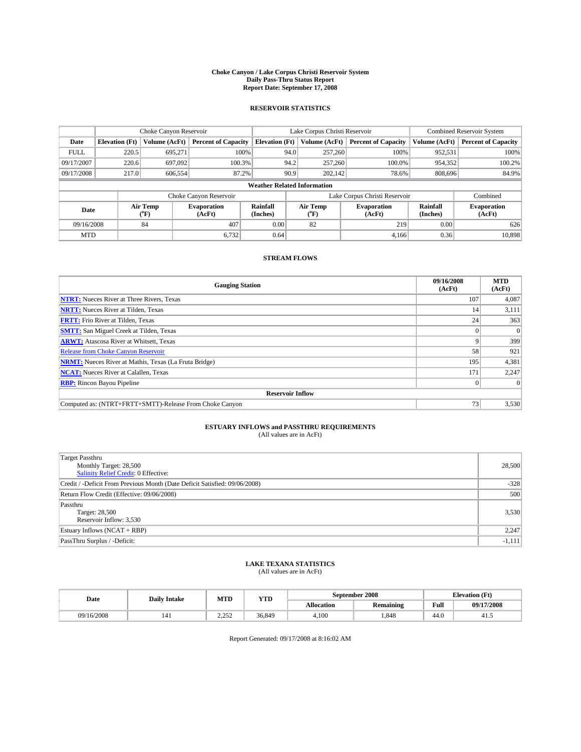# Choke Canyon / Lake Corpus Christi Reservoir System
## Daily Pass-Thru Status Report
## Report Date: September 17, 2008

### RESERVOIR STATISTICS

| | Choke Canyon Reservoir | | | Lake Corpus Christi Reservoir | | | Combined Reservoir System | |
|---|---|---|---|---|---|---|---|---|
| Date | Elevation (Ft) | Volume (AcFt) | Percent of Capacity | Elevation (Ft) | Volume (AcFt) | Percent of Capacity | Volume (AcFt) | Percent of Capacity |
| FULL | 220.5 | 695,271 | 100% | 94.0 | 257,260 | 100% | 952,531 | 100% |
| 09/17/2007 | 220.6 | 697,092 | 100.3% | 94.2 | 257,260 | 100.0% | 954,352 | 100.2% |
| 09/17/2008 | 217.0 | 606,554 | 87.2% | 90.9 | 202,142 | 78.6% | 808,696 | 84.9% |

**Weather Related Information**

| | Choke Canyon Reservoir | | | Lake Corpus Christi Reservoir | | | Combined |
|---|---|---|---|---|---|---|---|
| Date | Air Temp (°F) | Evaporation (AcFt) | Rainfall (Inches) | Air Temp (°F) | Evaporation (AcFt) | Rainfall (Inches) | Evaporation (AcFt) |
| 09/16/2008 | 84 | 407 | 0.00 | 82 | 219 | 0.00 | 626 |
| MTD | | 6,732 | 0.64 | | 4,166 | 0.36 | 10,898 |

### STREAM FLOWS

| Gauging Station | 09/16/2008 (AcFt) | MTD (AcFt) |
|---|---|---|
| NTRT: Nueces River at Three Rivers, Texas | 107 | 4,087 |
| NRTT: Nueces River at Tilden, Texas | 14 | 3,111 |
| FRTT: Frio River at Tilden, Texas | 24 | 363 |
| SMTT: San Miguel Creek at Tilden, Texas | 0 | 0 |
| ARWT: Atascosa River at Whitsett, Texas | 9 | 399 |
| Release from Choke Canyon Reservoir | 58 | 921 |
| NRMT: Nueces River at Mathis, Texas (La Fruta Bridge) | 195 | 4,381 |
| NCAT: Nueces River at Calallen, Texas | 171 | 2,247 |
| RBP: Rincon Bayou Pipeline | 0 | 0 |
| **Reservoir Inflow** | | |
| Computed as: (NTRT+FRTT+SMTT)-Release From Choke Canyon | 73 | 3,530 |

### ESTUARY INFLOWS and PASSTHRU REQUIREMENTS
(All values are in AcFt)

| | |
|---|---|
| Target Passthru<br>Monthly Target: 28,500<br>Salinity Relief Credit: 0 Effective: | 28,500 |
| Credit / -Deficit From Previous Month (Date Deficit Satisfied: 09/06/2008) | -328 |
| Return Flow Credit (Effective: 09/06/2008) | 500 |
| Passthru<br>Target: 28,500<br>Reservoir Inflow: 3,530 | 3,530 |
| Estuary Inflows (NCAT + RBP) | 2,247 |
| PassThru Surplus / -Deficit: | -1,111 |

### LAKE TEXANA STATISTICS
(All values are in AcFt)

| Date | Daily Intake | MTD | YTD | September 2008 | | Elevation (Ft) | |
|---|---|---|---|---|---|---|---|
| | | | | Allocation | Remaining | Full | 09/17/2008 |
| 09/16/2008 | 141 | 2,252 | 36,849 | 4,100 | 1,848 | 44.0 | 41.5 |

Report Generated: 09/17/2008 at 8:16:02 AM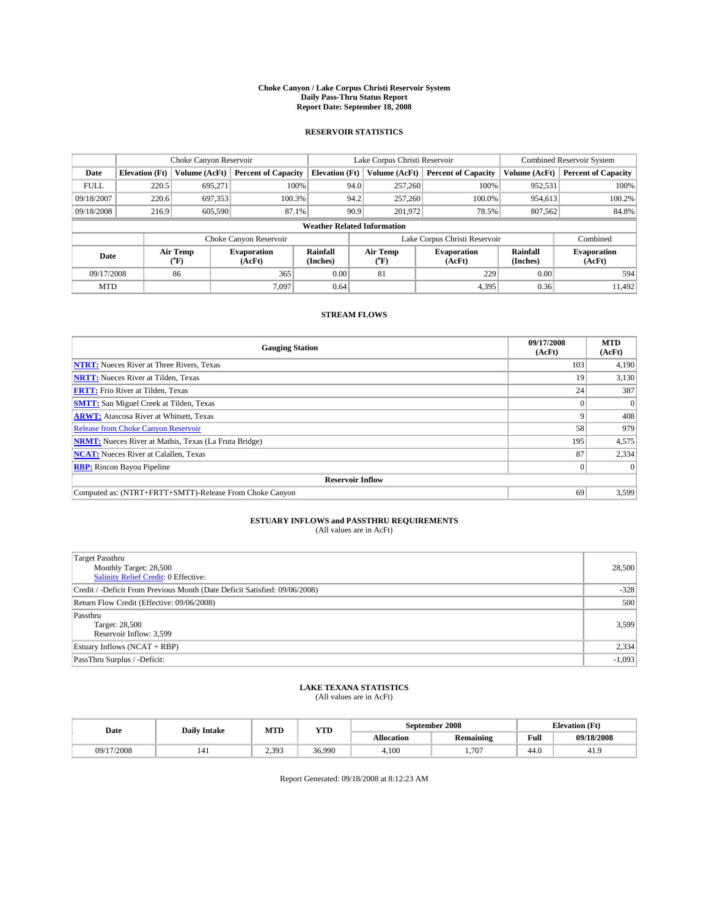# Choke Canyon / Lake Corpus Christi Reservoir System
## Daily Pass-Thru Status Report
### Report Date: September 18, 2008

## RESERVOIR STATISTICS

| | Choke Canyon Reservoir | | | Lake Corpus Christi Reservoir | | | Combined Reservoir System | |
|---|---|---|---|---|---|---|---|---|
| Date | Elevation (Ft) | Volume (AcFt) | Percent of Capacity | Elevation (Ft) | Volume (AcFt) | Percent of Capacity | Volume (AcFt) | Percent of Capacity |
| FULL | 220.5 | 695,271 | 100% | 94.0 | 257,260 | 100% | 952,531 | 100% |
| 09/18/2007 | 220.6 | 697,353 | 100.3% | 94.2 | 257,260 | 100.0% | 954,613 | 100.2% |
| 09/18/2008 | 216.9 | 605,590 | 87.1% | 90.9 | 201,972 | 78.5% | 807,562 | 84.8% |

**Weather Related Information**

| | Choke Canyon Reservoir | | | Lake Corpus Christi Reservoir | | | Combined |
|---|---|---|---|---|---|---|---|
| Date | Air Temp (°F) | Evaporation (AcFt) | Rainfall (Inches) | Air Temp (°F) | Evaporation (AcFt) | Rainfall (Inches) | Evaporation (AcFt) |
| 09/17/2008 | 86 | 365 | 0.00 | 81 | 229 | 0.00 | 594 |
| MTD | | 7,097 | 0.64 | | 4,395 | 0.36 | 11,492 |

## STREAM FLOWS

| Gauging Station | 09/17/2008 (AcFt) | MTD (AcFt) |
|---|---|---|
| **NTRT:** Nueces River at Three Rivers, Texas | 103 | 4,190 |
| **NRTT:** Nueces River at Tilden, Texas | 19 | 3,130 |
| **FRTT:** Frio River at Tilden, Texas | 24 | 387 |
| **SMTT:** San Miguel Creek at Tilden, Texas | 0 | 0 |
| **ARWT:** Atascosa River at Whitsett, Texas | 9 | 408 |
| Release from Choke Canyon Reservoir | 58 | 979 |
| **NRMT:** Nueces River at Mathis, Texas (La Fruta Bridge) | 195 | 4,575 |
| **NCAT:** Nueces River at Calallen, Texas | 87 | 2,334 |
| **RBP:** Rincon Bayou Pipeline | 0 | 0 |
| **Reservoir Inflow** | | |
| Computed as: (NTRT+FRTT+SMTT)-Release From Choke Canyon | 69 | 3,599 |

## ESTUARY INFLOWS and PASSTHRU REQUIREMENTS
(All values are in AcFt)

| | |
|---|---|
| Target Passthru<br>Monthly Target: 28,500<br>Salinity Relief Credit: 0 Effective: | 28,500 |
| Credit / -Deficit From Previous Month (Date Deficit Satisfied: 09/06/2008) | -328 |
| Return Flow Credit (Effective: 09/06/2008) | 500 |
| Passthru<br>Target: 28,500<br>Reservoir Inflow: 3,599 | 3,599 |
| Estuary Inflows (NCAT + RBP) | 2,334 |
| PassThru Surplus / -Deficit: | -1,093 |

## LAKE TEXANA STATISTICS
(All values are in AcFt)

| Date | Daily Intake | MTD | YTD | September 2008 | | Elevation (Ft) | |
|---|---|---|---|---|---|---|---|
| | | | | Allocation | Remaining | Full | 09/18/2008 |
| 09/17/2008 | 141 | 2,393 | 36,990 | 4,100 | 1,707 | 44.0 | 41.9 |

Report Generated: 09/18/2008 at 8:12:23 AM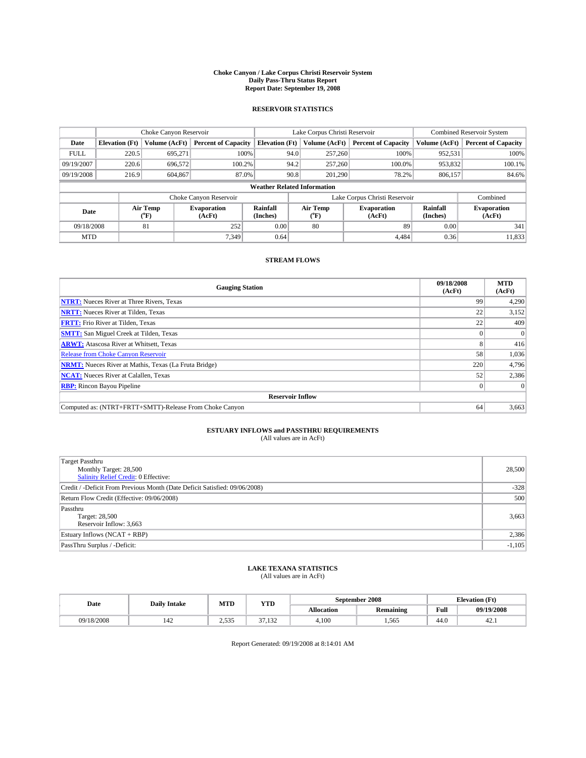# Choke Canyon / Lake Corpus Christi Reservoir System
## Daily Pass-Thru Status Report
## Report Date: September 19, 2008

### RESERVOIR STATISTICS

| | Choke Canyon Reservoir | | | Lake Corpus Christi Reservoir | | | Combined Reservoir System | |
|---|---|---|---|---|---|---|---|---|
| Date | Elevation (Ft) | Volume (AcFt) | Percent of Capacity | Elevation (Ft) | Volume (AcFt) | Percent of Capacity | Volume (AcFt) | Percent of Capacity |
| FULL | 220.5 | 695,271 | 100% | 94.0 | 257,260 | 100% | 952,531 | 100% |
| 09/19/2007 | 220.6 | 696,572 | 100.2% | 94.2 | 257,260 | 100.0% | 953,832 | 100.1% |
| 09/19/2008 | 216.9 | 604,867 | 87.0% | 90.8 | 201,290 | 78.2% | 806,157 | 84.6% |

**Weather Related Information**

| | Choke Canyon Reservoir | | | Lake Corpus Christi Reservoir | | | Combined |
|---|---|---|---|---|---|---|---|
| Date | Air Temp (°F) | Evaporation (AcFt) | Rainfall (Inches) | Air Temp (°F) | Evaporation (AcFt) | Rainfall (Inches) | Evaporation (AcFt) |
| 09/18/2008 | 81 | 252 | 0.00 | 80 | 89 | 0.00 | 341 |
| MTD | | 7,349 | 0.64 | | 4,484 | 0.36 | 11,833 |

### STREAM FLOWS

| Gauging Station | 09/18/2008 (AcFt) | MTD (AcFt) |
|---|---|---|
| NTRT: Nueces River at Three Rivers, Texas | 99 | 4,290 |
| NRTT: Nueces River at Tilden, Texas | 22 | 3,152 |
| FRTT: Frio River at Tilden, Texas | 22 | 409 |
| SMTT: San Miguel Creek at Tilden, Texas | 0 | 0 |
| ARWT: Atascosa River at Whitsett, Texas | 8 | 416 |
| Release from Choke Canyon Reservoir | 58 | 1,036 |
| NRMT: Nueces River at Mathis, Texas (La Fruta Bridge) | 220 | 4,796 |
| NCAT: Nueces River at Calallen, Texas | 52 | 2,386 |
| RBP: Rincon Bayou Pipeline | 0 | 0 |
| **Reservoir Inflow** | | |
| Computed as: (NTRT+FRTT+SMTT)-Release From Choke Canyon | 64 | 3,663 |

### ESTUARY INFLOWS and PASSTHRU REQUIREMENTS
(All values are in AcFt)

| | |
|---|---|
| Target Passthru<br>Monthly Target: 28,500<br>Salinity Relief Credit: 0 Effective: | 28,500 |
| Credit / -Deficit From Previous Month (Date Deficit Satisfied: 09/06/2008) | -328 |
| Return Flow Credit (Effective: 09/06/2008) | 500 |
| Passthru<br>Target: 28,500<br>Reservoir Inflow: 3,663 | 3,663 |
| Estuary Inflows (NCAT + RBP) | 2,386 |
| PassThru Surplus / -Deficit: | -1,105 |

### LAKE TEXANA STATISTICS
(All values are in AcFt)

| Date | Daily Intake | MTD | YTD | September 2008 | | Elevation (Ft) | |
|---|---|---|---|---|---|---|---|
| | | | | Allocation | Remaining | Full | 09/19/2008 |
| 09/18/2008 | 142 | 2,535 | 37,132 | 4,100 | 1,565 | 44.0 | 42.1 |

Report Generated: 09/19/2008 at 8:14:01 AM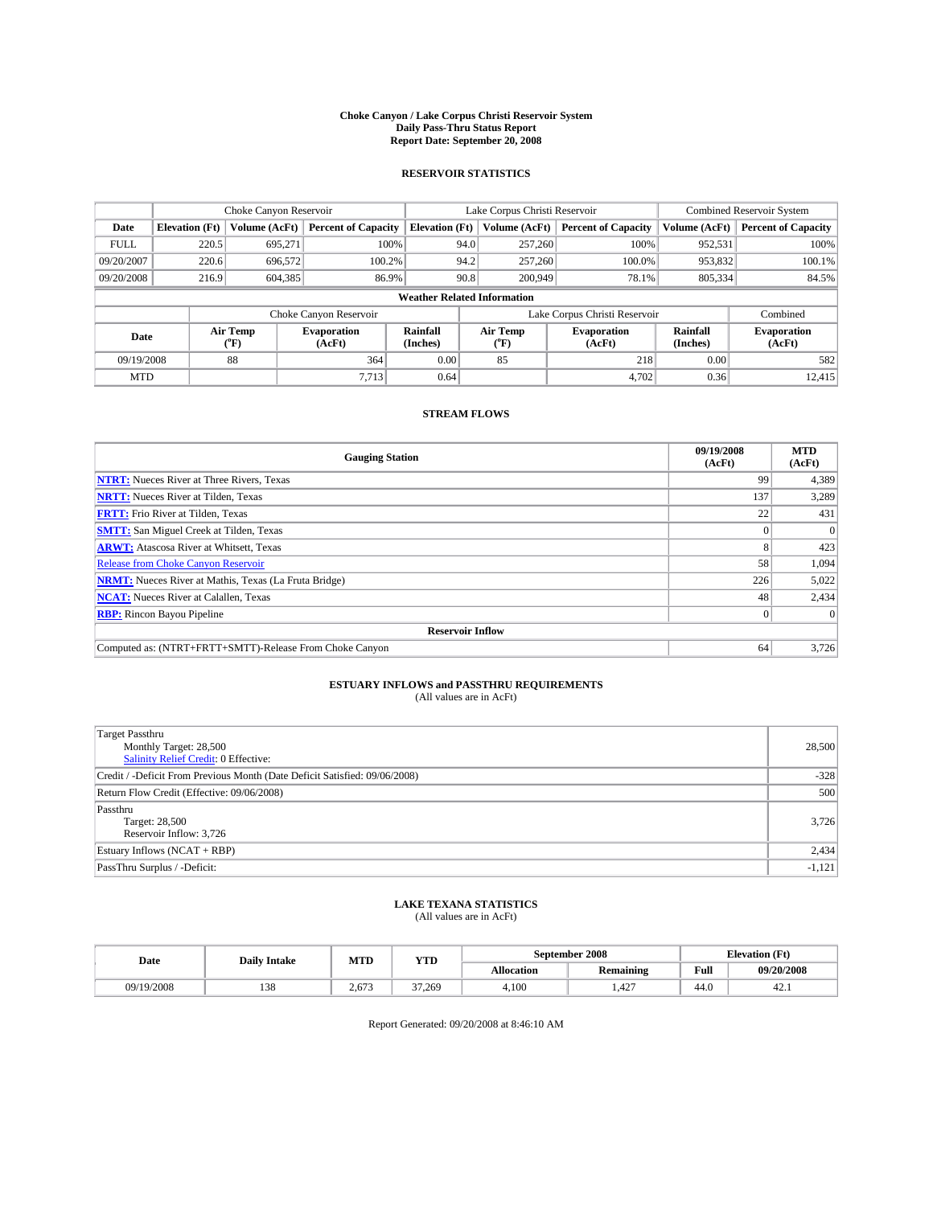# Choke Canyon / Lake Corpus Christi Reservoir System
## Daily Pass-Thru Status Report
## Report Date: September 20, 2008

### RESERVOIR STATISTICS

| | Choke Canyon Reservoir | | | Lake Corpus Christi Reservoir | | | Combined Reservoir System | |
|---|---|---|---|---|---|---|---|---|
| Date | Elevation (Ft) | Volume (AcFt) | Percent of Capacity | Elevation (Ft) | Volume (AcFt) | Percent of Capacity | Volume (AcFt) | Percent of Capacity |
| FULL | 220.5 | 695,271 | 100% | 94.0 | 257,260 | 100% | 952,531 | 100% |
| 09/20/2007 | 220.6 | 696,572 | 100.2% | 94.2 | 257,260 | 100.0% | 953,832 | 100.1% |
| 09/20/2008 | 216.9 | 604,385 | 86.9% | 90.8 | 200,949 | 78.1% | 805,334 | 84.5% |

**Weather Related Information**

| | Choke Canyon Reservoir | | | Lake Corpus Christi Reservoir | | | Combined |
|---|---|---|---|---|---|---|---|
| Date | Air Temp (°F) | Evaporation (AcFt) | Rainfall (Inches) | Air Temp (°F) | Evaporation (AcFt) | Rainfall (Inches) | Evaporation (AcFt) |
| 09/19/2008 | 88 | 364 | 0.00 | 85 | 218 | 0.00 | 582 |
| MTD | | 7,713 | 0.64 | | 4,702 | 0.36 | 12,415 |

### STREAM FLOWS

| Gauging Station | 09/19/2008 (AcFt) | MTD (AcFt) |
|---|---|---|
| NTRT: Nueces River at Three Rivers, Texas | 99 | 4,389 |
| NRTT: Nueces River at Tilden, Texas | 137 | 3,289 |
| FRTT: Frio River at Tilden, Texas | 22 | 431 |
| SMTT: San Miguel Creek at Tilden, Texas | 0 | 0 |
| ARWT: Atascosa River at Whitsett, Texas | 8 | 423 |
| Release from Choke Canyon Reservoir | 58 | 1,094 |
| NRMT: Nueces River at Mathis, Texas (La Fruta Bridge) | 226 | 5,022 |
| NCAT: Nueces River at Calallen, Texas | 48 | 2,434 |
| RBP: Rincon Bayou Pipeline | 0 | 0 |
| **Reservoir Inflow** | | |
| Computed as: (NTRT+FRTT+SMTT)-Release From Choke Canyon | 64 | 3,726 |

### ESTUARY INFLOWS and PASSTHRU REQUIREMENTS
(All values are in AcFt)

| | |
|---|---|
| Target Passthru<br>Monthly Target: 28,500<br>Salinity Relief Credit: 0 Effective: | 28,500 |
| Credit / -Deficit From Previous Month (Date Deficit Satisfied: 09/06/2008) | -328 |
| Return Flow Credit (Effective: 09/06/2008) | 500 |
| Passthru<br>Target: 28,500<br>Reservoir Inflow: 3,726 | 3,726 |
| Estuary Inflows (NCAT + RBP) | 2,434 |
| PassThru Surplus / -Deficit: | -1,121 |

### LAKE TEXANA STATISTICS
(All values are in AcFt)

| Date | Daily Intake | MTD | YTD | September 2008 | | Elevation (Ft) | |
|---|---|---|---|---|---|---|---|
| | | | | Allocation | Remaining | Full | 09/20/2008 |
| 09/19/2008 | 138 | 2,673 | 37,269 | 4,100 | 1,427 | 44.0 | 42.1 |

Report Generated: 09/20/2008 at 8:46:10 AM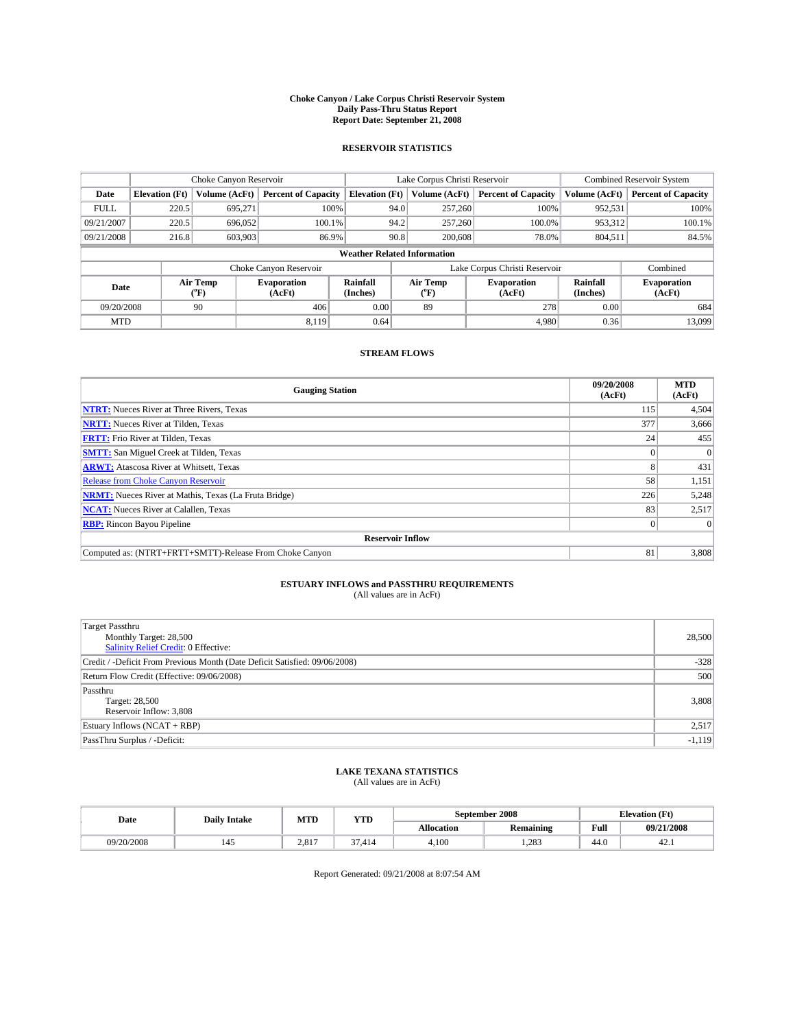# Choke Canyon / Lake Corpus Christi Reservoir System
## Daily Pass-Thru Status Report
## Report Date: September 21, 2008

### RESERVOIR STATISTICS

| | Choke Canyon Reservoir | | | Lake Corpus Christi Reservoir | | | Combined Reservoir System | |
|---|---|---|---|---|---|---|---|---|
| Date | Elevation (Ft) | Volume (AcFt) | Percent of Capacity | Elevation (Ft) | Volume (AcFt) | Percent of Capacity | Volume (AcFt) | Percent of Capacity |
| FULL | 220.5 | 695,271 | 100% | 94.0 | 257,260 | 100% | 952,531 | 100% |
| 09/21/2007 | 220.5 | 696,052 | 100.1% | 94.2 | 257,260 | 100.0% | 953,312 | 100.1% |
| 09/21/2008 | 216.8 | 603,903 | 86.9% | 90.8 | 200,608 | 78.0% | 804,511 | 84.5% |

**Weather Related Information**

| | Choke Canyon Reservoir | | | Lake Corpus Christi Reservoir | | | Combined |
|---|---|---|---|---|---|---|---|
| Date | Air Temp (°F) | Evaporation (AcFt) | Rainfall (Inches) | Air Temp (°F) | Evaporation (AcFt) | Rainfall (Inches) | Evaporation (AcFt) |
| 09/20/2008 | 90 | 406 | 0.00 | 89 | 278 | 0.00 | 684 |
| MTD | | 8,119 | 0.64 | | 4,980 | 0.36 | 13,099 |

### STREAM FLOWS

| Gauging Station | 09/20/2008 (AcFt) | MTD (AcFt) |
|---|---|---|
| **NTRT:** Nueces River at Three Rivers, Texas | 115 | 4,504 |
| **NRTT:** Nueces River at Tilden, Texas | 377 | 3,666 |
| **FRTT:** Frio River at Tilden, Texas | 24 | 455 |
| **SMTT:** San Miguel Creek at Tilden, Texas | 0 | 0 |
| **ARWT:** Atascosa River at Whitsett, Texas | 8 | 431 |
| Release from Choke Canyon Reservoir | 58 | 1,151 |
| **NRMT:** Nueces River at Mathis, Texas (La Fruta Bridge) | 226 | 5,248 |
| **NCAT:** Nueces River at Calallen, Texas | 83 | 2,517 |
| **RBP:** Rincon Bayou Pipeline | 0 | 0 |
| **Reservoir Inflow** | | |
| Computed as: (NTRT+FRTT+SMTT)-Release From Choke Canyon | 81 | 3,808 |

### ESTUARY INFLOWS and PASSTHRU REQUIREMENTS
(All values are in AcFt)

| | |
|---|---|
| Target Passthru<br>Monthly Target: 28,500<br>Salinity Relief Credit: 0 Effective: | 28,500 |
| Credit / -Deficit From Previous Month (Date Deficit Satisfied: 09/06/2008) | -328 |
| Return Flow Credit (Effective: 09/06/2008) | 500 |
| Passthru<br>Target: 28,500<br>Reservoir Inflow: 3,808 | 3,808 |
| Estuary Inflows (NCAT + RBP) | 2,517 |
| PassThru Surplus / -Deficit: | -1,119 |

### LAKE TEXANA STATISTICS
(All values are in AcFt)

| Date | Daily Intake | MTD | YTD | September 2008 | | Elevation (Ft) | |
|---|---|---|---|---|---|---|---|
| | | | | Allocation | Remaining | Full | 09/21/2008 |
| 09/20/2008 | 145 | 2,817 | 37,414 | 4,100 | 1,283 | 44.0 | 42.1 |

Report Generated: 09/21/2008 at 8:07:54 AM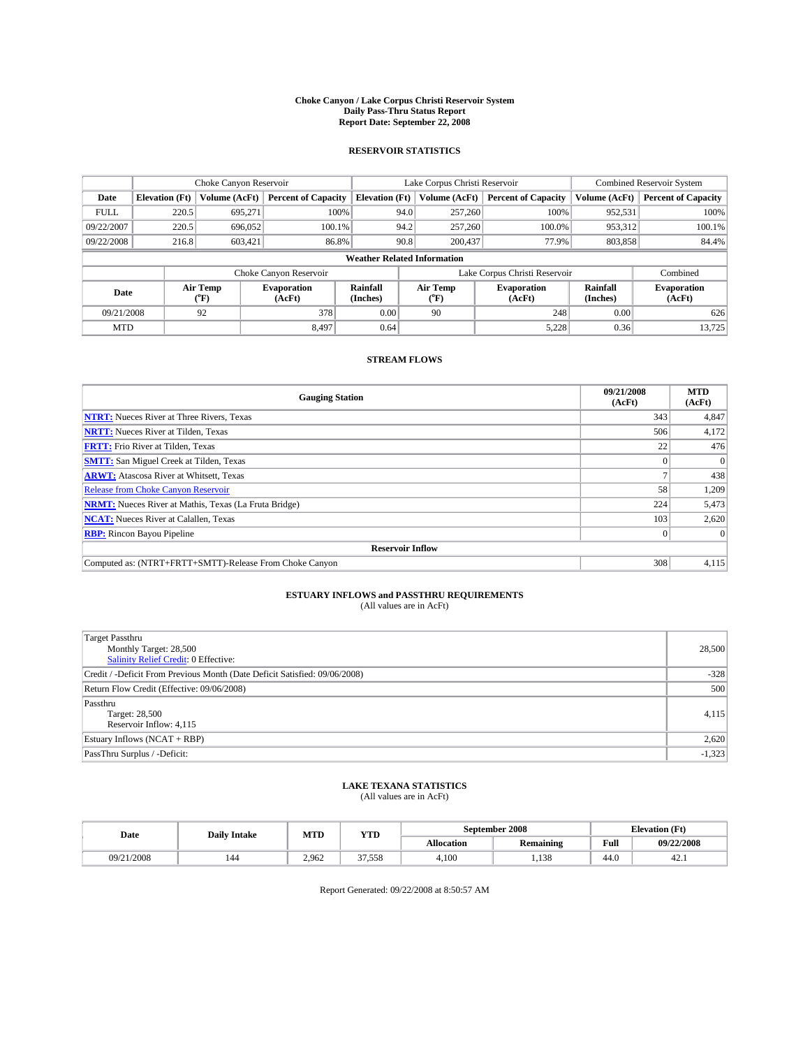# Choke Canyon / Lake Corpus Christi Reservoir System
## Daily Pass-Thru Status Report
## Report Date: September 22, 2008

### RESERVOIR STATISTICS

| | Choke Canyon Reservoir | | | Lake Corpus Christi Reservoir | | | Combined Reservoir System | |
|---|---|---|---|---|---|---|---|---|
| Date | Elevation (Ft) | Volume (AcFt) | Percent of Capacity | Elevation (Ft) | Volume (AcFt) | Percent of Capacity | Volume (AcFt) | Percent of Capacity |
| FULL | 220.5 | 695,271 | 100% | 94.0 | 257,260 | 100% | 952,531 | 100% |
| 09/22/2007 | 220.5 | 696,052 | 100.1% | 94.2 | 257,260 | 100.0% | 953,312 | 100.1% |
| 09/22/2008 | 216.8 | 603,421 | 86.8% | 90.8 | 200,437 | 77.9% | 803,858 | 84.4% |

**Weather Related Information**

| | Choke Canyon Reservoir | | | Lake Corpus Christi Reservoir | | | Combined |
|---|---|---|---|---|---|---|---|
| Date | Air Temp (°F) | Evaporation (AcFt) | Rainfall (Inches) | Air Temp (°F) | Evaporation (AcFt) | Rainfall (Inches) | Evaporation (AcFt) |
| 09/21/2008 | 92 | 378 | 0.00 | 90 | 248 | 0.00 | 626 |
| MTD | | 8,497 | 0.64 | | 5,228 | 0.36 | 13,725 |

### STREAM FLOWS

| Gauging Station | 09/21/2008 (AcFt) | MTD (AcFt) |
|---|---|---|
| NTRT: Nueces River at Three Rivers, Texas | 343 | 4,847 |
| NRTT: Nueces River at Tilden, Texas | 506 | 4,172 |
| FRTT: Frio River at Tilden, Texas | 22 | 476 |
| SMTT: San Miguel Creek at Tilden, Texas | 0 | 0 |
| ARWT: Atascosa River at Whitsett, Texas | 7 | 438 |
| Release from Choke Canyon Reservoir | 58 | 1,209 |
| NRMT: Nueces River at Mathis, Texas (La Fruta Bridge) | 224 | 5,473 |
| NCAT: Nueces River at Calallen, Texas | 103 | 2,620 |
| RBP: Rincon Bayou Pipeline | 0 | 0 |
| **Reservoir Inflow** | | |
| Computed as: (NTRT+FRTT+SMTT)-Release From Choke Canyon | 308 | 4,115 |

### ESTUARY INFLOWS and PASSTHRU REQUIREMENTS
(All values are in AcFt)

| | |
|---|---|
| Target Passthru<br>Monthly Target: 28,500<br>Salinity Relief Credit: 0 Effective: | 28,500 |
| Credit / -Deficit From Previous Month (Date Deficit Satisfied: 09/06/2008) | -328 |
| Return Flow Credit (Effective: 09/06/2008) | 500 |
| Passthru<br>Target: 28,500<br>Reservoir Inflow: 4,115 | 4,115 |
| Estuary Inflows (NCAT + RBP) | 2,620 |
| PassThru Surplus / -Deficit: | -1,323 |

### LAKE TEXANA STATISTICS
(All values are in AcFt)

| Date | Daily Intake | MTD | YTD | September 2008 | | Elevation (Ft) | |
|---|---|---|---|---|---|---|---|
| | | | | Allocation | Remaining | Full | 09/22/2008 |
| 09/21/2008 | 144 | 2,962 | 37,558 | 4,100 | 1,138 | 44.0 | 42.1 |

Report Generated: 09/22/2008 at 8:50:57 AM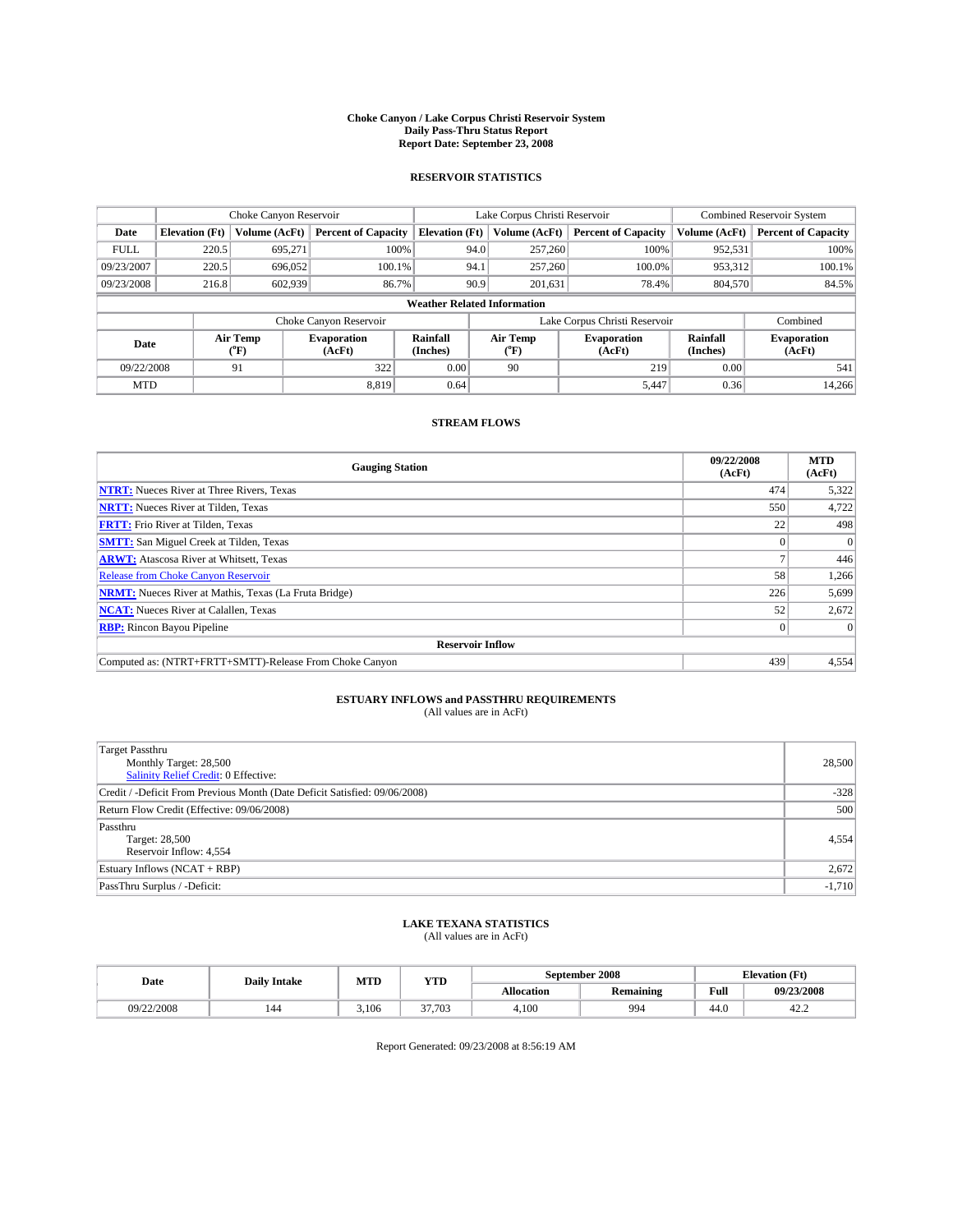# Choke Canyon / Lake Corpus Christi Reservoir System
## Daily Pass-Thru Status Report
### Report Date: September 23, 2008

## RESERVOIR STATISTICS

| | Choke Canyon Reservoir | | | Lake Corpus Christi Reservoir | | | Combined Reservoir System | |
|---|---|---|---|---|---|---|---|---|
| Date | Elevation (Ft) | Volume (AcFt) | Percent of Capacity | Elevation (Ft) | Volume (AcFt) | Percent of Capacity | Volume (AcFt) | Percent of Capacity |
| FULL | 220.5 | 695,271 | 100% | 94.0 | 257,260 | 100% | 952,531 | 100% |
| 09/23/2007 | 220.5 | 696,052 | 100.1% | 94.1 | 257,260 | 100.0% | 953,312 | 100.1% |
| 09/23/2008 | 216.8 | 602,939 | 86.7% | 90.9 | 201,631 | 78.4% | 804,570 | 84.5% |

**Weather Related Information**

| | Choke Canyon Reservoir | | | Lake Corpus Christi Reservoir | | | Combined |
|---|---|---|---|---|---|---|---|
| Date | Air Temp (°F) | Evaporation (AcFt) | Rainfall (Inches) | Air Temp (°F) | Evaporation (AcFt) | Rainfall (Inches) | Evaporation (AcFt) |
| 09/22/2008 | 91 | 322 | 0.00 | 90 | 219 | 0.00 | 541 |
| MTD | | 8,819 | 0.64 | | 5,447 | 0.36 | 14,266 |

## STREAM FLOWS

| Gauging Station | 09/22/2008 (AcFt) | MTD (AcFt) |
|---|---|---|
| NTRT: Nueces River at Three Rivers, Texas | 474 | 5,322 |
| NRTT: Nueces River at Tilden, Texas | 550 | 4,722 |
| FRTT: Frio River at Tilden, Texas | 22 | 498 |
| SMTT: San Miguel Creek at Tilden, Texas | 0 | 0 |
| ARWT: Atascosa River at Whitsett, Texas | 7 | 446 |
| Release from Choke Canyon Reservoir | 58 | 1,266 |
| NRMT: Nueces River at Mathis, Texas (La Fruta Bridge) | 226 | 5,699 |
| NCAT: Nueces River at Calallen, Texas | 52 | 2,672 |
| RBP: Rincon Bayou Pipeline | 0 | 0 |
| **Reservoir Inflow** | | |
| Computed as: (NTRT+FRTT+SMTT)-Release From Choke Canyon | 439 | 4,554 |

## ESTUARY INFLOWS and PASSTHRU REQUIREMENTS
(All values are in AcFt)

| | |
|---|---|
| Target Passthru<br>Monthly Target: 28,500<br>Salinity Relief Credit: 0 Effective: | 28,500 |
| Credit / -Deficit From Previous Month (Date Deficit Satisfied: 09/06/2008) | -328 |
| Return Flow Credit (Effective: 09/06/2008) | 500 |
| Passthru<br>Target: 28,500<br>Reservoir Inflow: 4,554 | 4,554 |
| Estuary Inflows (NCAT + RBP) | 2,672 |
| PassThru Surplus / -Deficit: | -1,710 |

## LAKE TEXANA STATISTICS
(All values are in AcFt)

| Date | Daily Intake | MTD | YTD | September 2008 | | Elevation (Ft) | |
|---|---|---|---|---|---|---|---|
| | | | | Allocation | Remaining | Full | 09/23/2008 |
| 09/22/2008 | 144 | 3,106 | 37,703 | 4,100 | 994 | 44.0 | 42.2 |

Report Generated: 09/23/2008 at 8:56:19 AM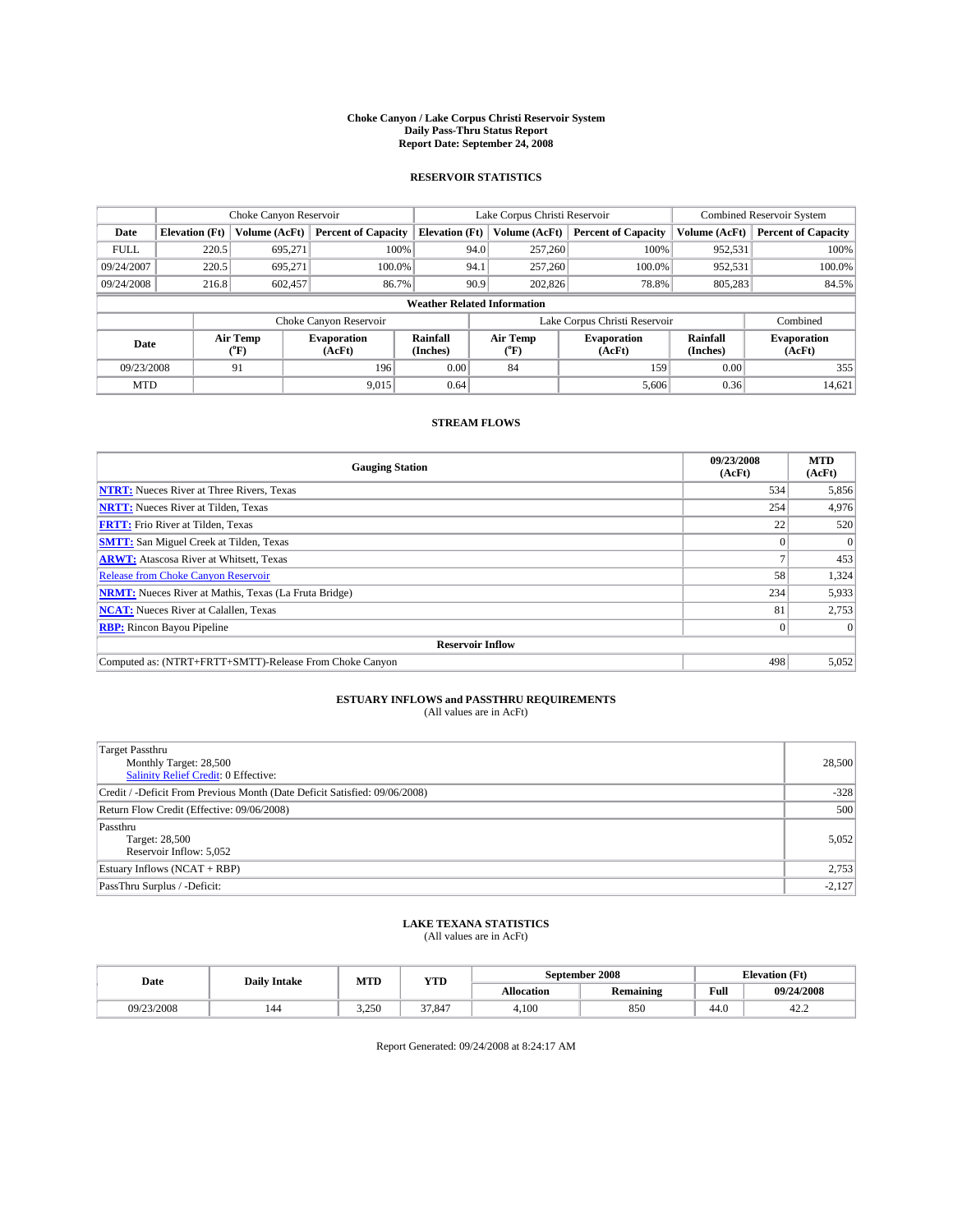# Choke Canyon / Lake Corpus Christi Reservoir System
## Daily Pass-Thru Status Report
### Report Date: September 24, 2008

## RESERVOIR STATISTICS

| | Choke Canyon Reservoir | | | Lake Corpus Christi Reservoir | | | Combined Reservoir System | |
|---|---|---|---|---|---|---|---|---|
| Date | Elevation (Ft) | Volume (AcFt) | Percent of Capacity | Elevation (Ft) | Volume (AcFt) | Percent of Capacity | Volume (AcFt) | Percent of Capacity |
| FULL | 220.5 | 695,271 | 100% | 94.0 | 257,260 | 100% | 952,531 | 100% |
| 09/24/2007 | 220.5 | 695,271 | 100.0% | 94.1 | 257,260 | 100.0% | 952,531 | 100.0% |
| 09/24/2008 | 216.8 | 602,457 | 86.7% | 90.9 | 202,826 | 78.8% | 805,283 | 84.5% |

**Weather Related Information**

| | Choke Canyon Reservoir | | | Lake Corpus Christi Reservoir | | | Combined |
|---|---|---|---|---|---|---|---|
| Date | Air Temp (°F) | Evaporation (AcFt) | Rainfall (Inches) | Air Temp (°F) | Evaporation (AcFt) | Rainfall (Inches) | Evaporation (AcFt) |
| 09/23/2008 | 91 | 196 | 0.00 | 84 | 159 | 0.00 | 355 |
| MTD | | 9,015 | 0.64 | | 5,606 | 0.36 | 14,621 |

## STREAM FLOWS

| Gauging Station | 09/23/2008 (AcFt) | MTD (AcFt) |
|---|---|---|
| **NTRT:** Nueces River at Three Rivers, Texas | 534 | 5,856 |
| **NRTT:** Nueces River at Tilden, Texas | 254 | 4,976 |
| **FRTT:** Frio River at Tilden, Texas | 22 | 520 |
| **SMTT:** San Miguel Creek at Tilden, Texas | 0 | 0 |
| **ARWT:** Atascosa River at Whitsett, Texas | 7 | 453 |
| Release from Choke Canyon Reservoir | 58 | 1,324 |
| **NRMT:** Nueces River at Mathis, Texas (La Fruta Bridge) | 234 | 5,933 |
| **NCAT:** Nueces River at Calallen, Texas | 81 | 2,753 |
| **RBP:** Rincon Bayou Pipeline | 0 | 0 |
| **Reservoir Inflow** | | |
| Computed as: (NTRT+FRTT+SMTT)-Release From Choke Canyon | 498 | 5,052 |

## ESTUARY INFLOWS and PASSTHRU REQUIREMENTS
(All values are in AcFt)

| | |
|---|---|
| Target Passthru<br>Monthly Target: 28,500<br>Salinity Relief Credit: 0 Effective: | 28,500 |
| Credit / -Deficit From Previous Month (Date Deficit Satisfied: 09/06/2008) | -328 |
| Return Flow Credit (Effective: 09/06/2008) | 500 |
| Passthru<br>Target: 28,500<br>Reservoir Inflow: 5,052 | 5,052 |
| Estuary Inflows (NCAT + RBP) | 2,753 |
| PassThru Surplus / -Deficit: | -2,127 |

## LAKE TEXANA STATISTICS
(All values are in AcFt)

| Date | Daily Intake | MTD | YTD | September 2008 | | Elevation (Ft) | |
|---|---|---|---|---|---|---|---|
| | | | | Allocation | Remaining | Full | 09/24/2008 |
| 09/23/2008 | 144 | 3,250 | 37,847 | 4,100 | 850 | 44.0 | 42.2 |

Report Generated: 09/24/2008 at 8:24:17 AM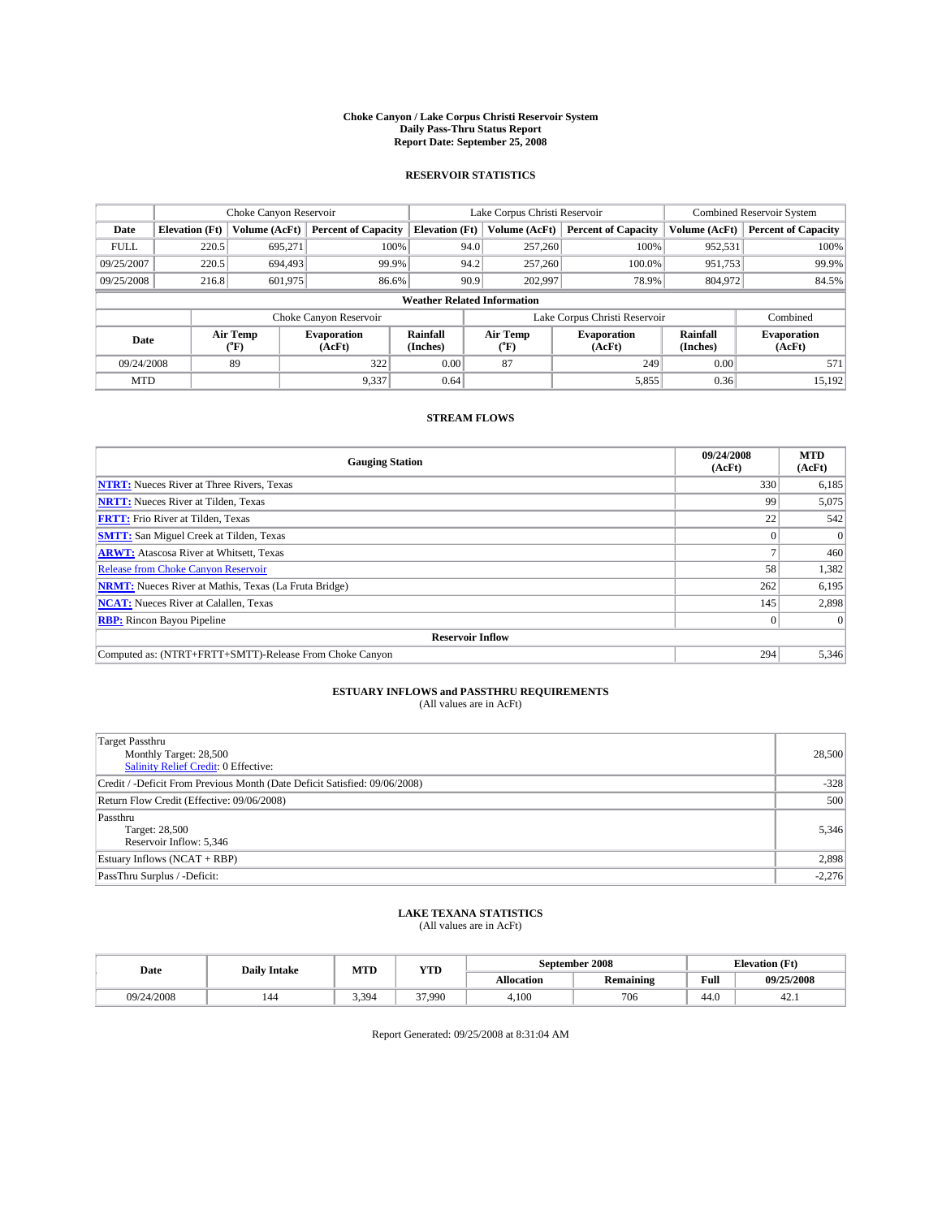# Choke Canyon / Lake Corpus Christi Reservoir System
## Daily Pass-Thru Status Report
## Report Date: September 25, 2008

### RESERVOIR STATISTICS

| | Choke Canyon Reservoir | | | Lake Corpus Christi Reservoir | | | Combined Reservoir System | |
|---|---|---|---|---|---|---|---|---|
| Date | Elevation (Ft) | Volume (AcFt) | Percent of Capacity | Elevation (Ft) | Volume (AcFt) | Percent of Capacity | Volume (AcFt) | Percent of Capacity |
| FULL | 220.5 | 695,271 | 100% | 94.0 | 257,260 | 100% | 952,531 | 100% |
| 09/25/2007 | 220.5 | 694,493 | 99.9% | 94.2 | 257,260 | 100.0% | 951,753 | 99.9% |
| 09/25/2008 | 216.8 | 601,975 | 86.6% | 90.9 | 202,997 | 78.9% | 804,972 | 84.5% |

**Weather Related Information**

| | Choke Canyon Reservoir | | | Lake Corpus Christi Reservoir | | | Combined |
|---|---|---|---|---|---|---|---|
| Date | Air Temp (°F) | Evaporation (AcFt) | Rainfall (Inches) | Air Temp (°F) | Evaporation (AcFt) | Rainfall (Inches) | Evaporation (AcFt) |
| 09/24/2008 | 89 | 322 | 0.00 | 87 | 249 | 0.00 | 571 |
| MTD | | 9,337 | 0.64 | | 5,855 | 0.36 | 15,192 |

### STREAM FLOWS

| Gauging Station | 09/24/2008 (AcFt) | MTD (AcFt) |
|---|---|---|
| NTRT: Nueces River at Three Rivers, Texas | 330 | 6,185 |
| NRTT: Nueces River at Tilden, Texas | 99 | 5,075 |
| FRTT: Frio River at Tilden, Texas | 22 | 542 |
| SMTT: San Miguel Creek at Tilden, Texas | 0 | 0 |
| ARWT: Atascosa River at Whitsett, Texas | 7 | 460 |
| Release from Choke Canyon Reservoir | 58 | 1,382 |
| NRMT: Nueces River at Mathis, Texas (La Fruta Bridge) | 262 | 6,195 |
| NCAT: Nueces River at Calallen, Texas | 145 | 2,898 |
| RBP: Rincon Bayou Pipeline | 0 | 0 |
| **Reservoir Inflow** | | |
| Computed as: (NTRT+FRTT+SMTT)-Release From Choke Canyon | 294 | 5,346 |

### ESTUARY INFLOWS and PASSTHRU REQUIREMENTS
(All values are in AcFt)

| | |
|---|---|
| Target Passthru<br>Monthly Target: 28,500<br>Salinity Relief Credit: 0 Effective: | 28,500 |
| Credit / -Deficit From Previous Month (Date Deficit Satisfied: 09/06/2008) | -328 |
| Return Flow Credit (Effective: 09/06/2008) | 500 |
| Passthru<br>Target: 28,500<br>Reservoir Inflow: 5,346 | 5,346 |
| Estuary Inflows (NCAT + RBP) | 2,898 |
| PassThru Surplus / -Deficit: | -2,276 |

### LAKE TEXANA STATISTICS
(All values are in AcFt)

| Date | Daily Intake | MTD | YTD | September 2008 | | Elevation (Ft) | |
|---|---|---|---|---|---|---|---|
| | | | | Allocation | Remaining | Full | 09/25/2008 |
| 09/24/2008 | 144 | 3,394 | 37,990 | 4,100 | 706 | 44.0 | 42.1 |

Report Generated: 09/25/2008 at 8:31:04 AM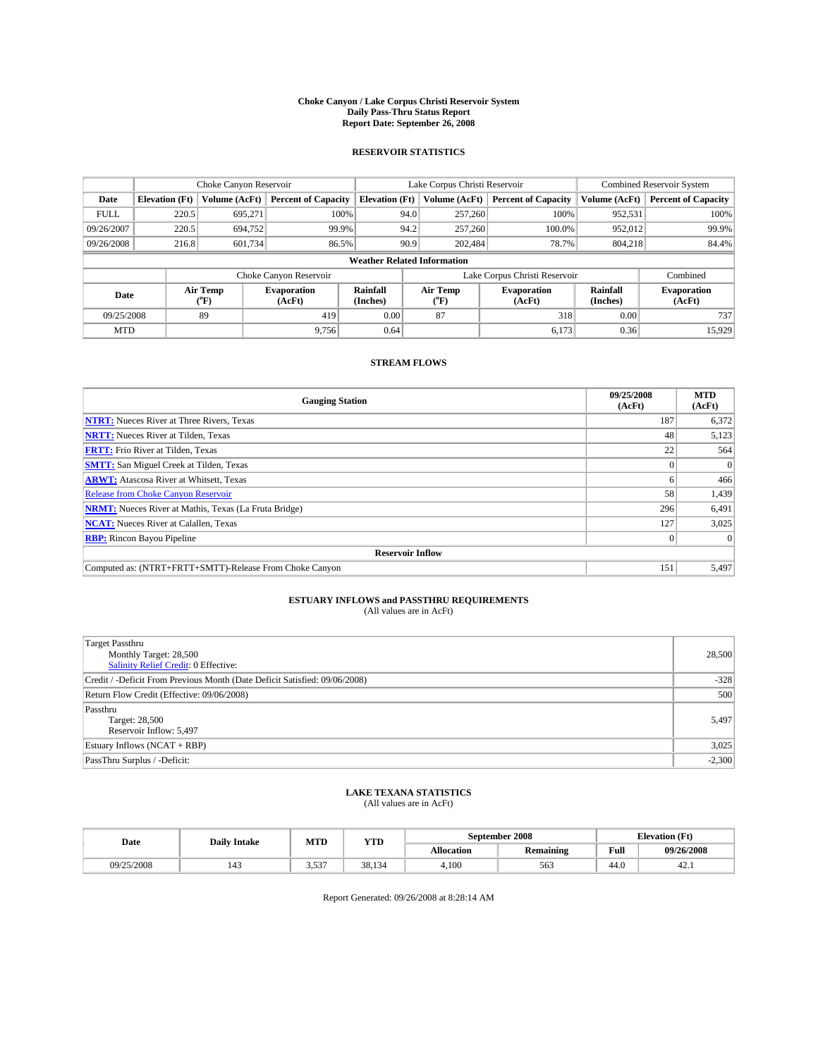# Choke Canyon / Lake Corpus Christi Reservoir System
## Daily Pass-Thru Status Report
## Report Date: September 26, 2008

### RESERVOIR STATISTICS

| | Choke Canyon Reservoir | | | Lake Corpus Christi Reservoir | | | Combined Reservoir System | |
|---|---|---|---|---|---|---|---|---|
| Date | Elevation (Ft) | Volume (AcFt) | Percent of Capacity | Elevation (Ft) | Volume (AcFt) | Percent of Capacity | Volume (AcFt) | Percent of Capacity |
| FULL | 220.5 | 695,271 | 100% | 94.0 | 257,260 | 100% | 952,531 | 100% |
| 09/26/2007 | 220.5 | 694,752 | 99.9% | 94.2 | 257,260 | 100.0% | 952,012 | 99.9% |
| 09/26/2008 | 216.8 | 601,734 | 86.5% | 90.9 | 202,484 | 78.7% | 804,218 | 84.4% |

**Weather Related Information**

| | Choke Canyon Reservoir | | | Lake Corpus Christi Reservoir | | | Combined |
|---|---|---|---|---|---|---|---|
| Date | Air Temp (°F) | Evaporation (AcFt) | Rainfall (Inches) | Air Temp (°F) | Evaporation (AcFt) | Rainfall (Inches) | Evaporation (AcFt) |
| 09/25/2008 | 89 | 419 | 0.00 | 87 | 318 | 0.00 | 737 |
| MTD | | 9,756 | 0.64 | | 6,173 | 0.36 | 15,929 |

### STREAM FLOWS

| Gauging Station | 09/25/2008 (AcFt) | MTD (AcFt) |
|---|---|---|
| NTRT: Nueces River at Three Rivers, Texas | 187 | 6,372 |
| NRTT: Nueces River at Tilden, Texas | 48 | 5,123 |
| FRTT: Frio River at Tilden, Texas | 22 | 564 |
| SMTT: San Miguel Creek at Tilden, Texas | 0 | 0 |
| ARWT: Atascosa River at Whitsett, Texas | 6 | 466 |
| Release from Choke Canyon Reservoir | 58 | 1,439 |
| NRMT: Nueces River at Mathis, Texas (La Fruta Bridge) | 296 | 6,491 |
| NCAT: Nueces River at Calallen, Texas | 127 | 3,025 |
| RBP: Rincon Bayou Pipeline | 0 | 0 |
| **Reservoir Inflow** | | |
| Computed as: (NTRT+FRTT+SMTT)-Release From Choke Canyon | 151 | 5,497 |

### ESTUARY INFLOWS and PASSTHRU REQUIREMENTS
(All values are in AcFt)

| | |
|---|---|
| Target Passthru<br>Monthly Target: 28,500<br>Salinity Relief Credit: 0 Effective: | 28,500 |
| Credit / -Deficit From Previous Month (Date Deficit Satisfied: 09/06/2008) | -328 |
| Return Flow Credit (Effective: 09/06/2008) | 500 |
| Passthru<br>Target: 28,500<br>Reservoir Inflow: 5,497 | 5,497 |
| Estuary Inflows (NCAT + RBP) | 3,025 |
| PassThru Surplus / -Deficit: | -2,300 |

### LAKE TEXANA STATISTICS
(All values are in AcFt)

| Date | Daily Intake | MTD | YTD | September 2008 | | Elevation (Ft) | |
|---|---|---|---|---|---|---|---|
| | | | | Allocation | Remaining | Full | 09/26/2008 |
| 09/25/2008 | 143 | 3,537 | 38,134 | 4,100 | 563 | 44.0 | 42.1 |

Report Generated: 09/26/2008 at 8:28:14 AM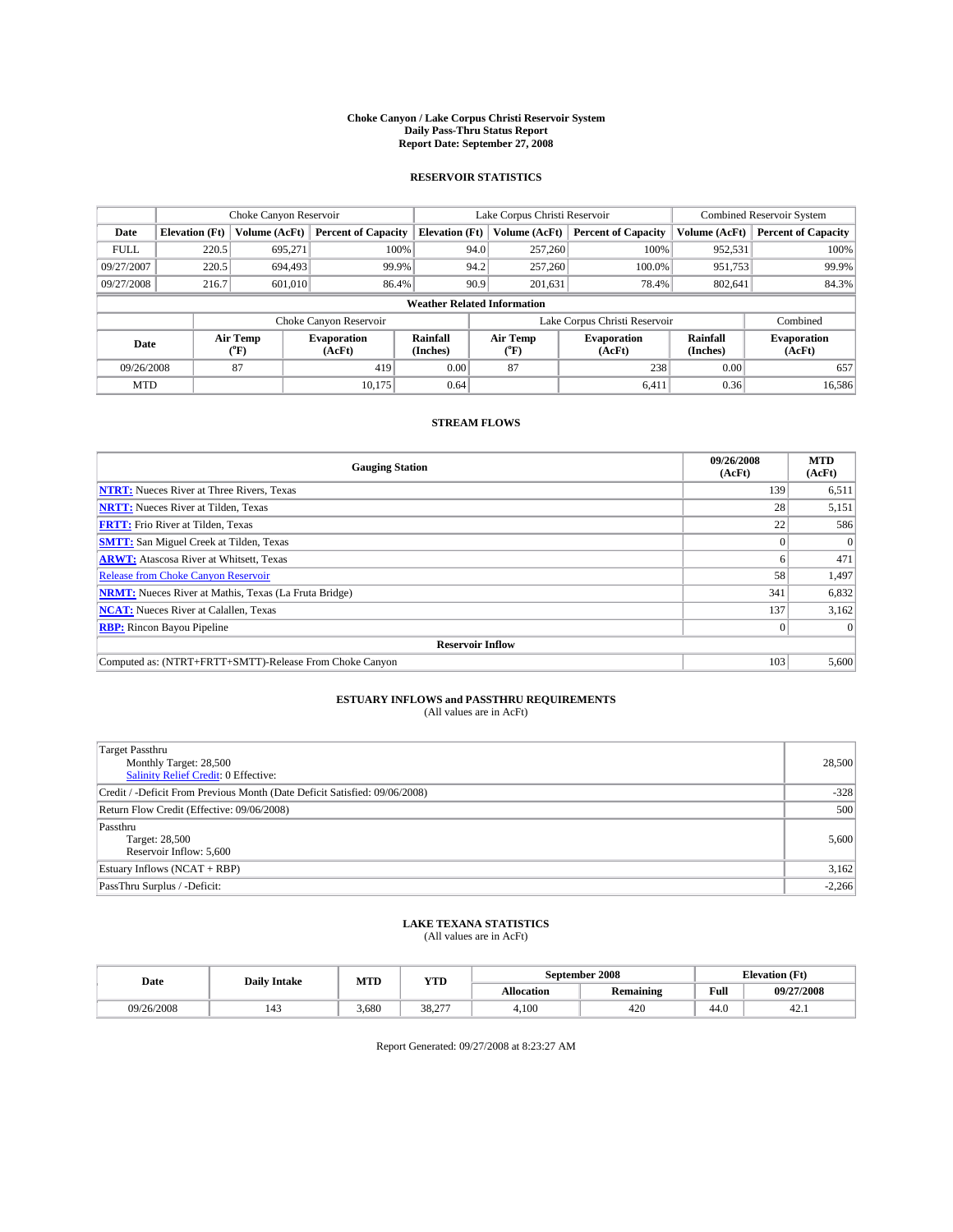# Choke Canyon / Lake Corpus Christi Reservoir System
## Daily Pass-Thru Status Report
### Report Date: September 27, 2008

## RESERVOIR STATISTICS

| | Choke Canyon Reservoir | | | Lake Corpus Christi Reservoir | | | Combined Reservoir System | |
|---|---|---|---|---|---|---|---|---|
| Date | Elevation (Ft) | Volume (AcFt) | Percent of Capacity | Elevation (Ft) | Volume (AcFt) | Percent of Capacity | Volume (AcFt) | Percent of Capacity |
| FULL | 220.5 | 695,271 | 100% | 94.0 | 257,260 | 100% | 952,531 | 100% |
| 09/27/2007 | 220.5 | 694,493 | 99.9% | 94.2 | 257,260 | 100.0% | 951,753 | 99.9% |
| 09/27/2008 | 216.7 | 601,010 | 86.4% | 90.9 | 201,631 | 78.4% | 802,641 | 84.3% |

**Weather Related Information**

| | Choke Canyon Reservoir | | | Lake Corpus Christi Reservoir | | | Combined |
|---|---|---|---|---|---|---|---|
| Date | Air Temp (°F) | Evaporation (AcFt) | Rainfall (Inches) | Air Temp (°F) | Evaporation (AcFt) | Rainfall (Inches) | Evaporation (AcFt) |
| 09/26/2008 | 87 | 419 | 0.00 | 87 | 238 | 0.00 | 657 |
| MTD | | 10,175 | 0.64 | | 6,411 | 0.36 | 16,586 |

## STREAM FLOWS

| Gauging Station | 09/26/2008 (AcFt) | MTD (AcFt) |
|---|---|---|
| NTRT: Nueces River at Three Rivers, Texas | 139 | 6,511 |
| NRTT: Nueces River at Tilden, Texas | 28 | 5,151 |
| FRTT: Frio River at Tilden, Texas | 22 | 586 |
| SMTT: San Miguel Creek at Tilden, Texas | 0 | 0 |
| ARWT: Atascosa River at Whitsett, Texas | 6 | 471 |
| Release from Choke Canyon Reservoir | 58 | 1,497 |
| NRMT: Nueces River at Mathis, Texas (La Fruta Bridge) | 341 | 6,832 |
| NCAT: Nueces River at Calallen, Texas | 137 | 3,162 |
| RBP: Rincon Bayou Pipeline | 0 | 0 |
| **Reservoir Inflow** | | |
| Computed as: (NTRT+FRTT+SMTT)-Release From Choke Canyon | 103 | 5,600 |

## ESTUARY INFLOWS and PASSTHRU REQUIREMENTS
(All values are in AcFt)

| | |
|---|---|
| Target Passthru<br>Monthly Target: 28,500<br>Salinity Relief Credit: 0 Effective: | 28,500 |
| Credit / -Deficit From Previous Month (Date Deficit Satisfied: 09/06/2008) | -328 |
| Return Flow Credit (Effective: 09/06/2008) | 500 |
| Passthru<br>Target: 28,500<br>Reservoir Inflow: 5,600 | 5,600 |
| Estuary Inflows (NCAT + RBP) | 3,162 |
| PassThru Surplus / -Deficit: | -2,266 |

## LAKE TEXANA STATISTICS
(All values are in AcFt)

| Date | Daily Intake | MTD | YTD | September 2008 | | Elevation (Ft) | |
|---|---|---|---|---|---|---|---|
| | | | | Allocation | Remaining | Full | 09/27/2008 |
| 09/26/2008 | 143 | 3,680 | 38,277 | 4,100 | 420 | 44.0 | 42.1 |

Report Generated: 09/27/2008 at 8:23:27 AM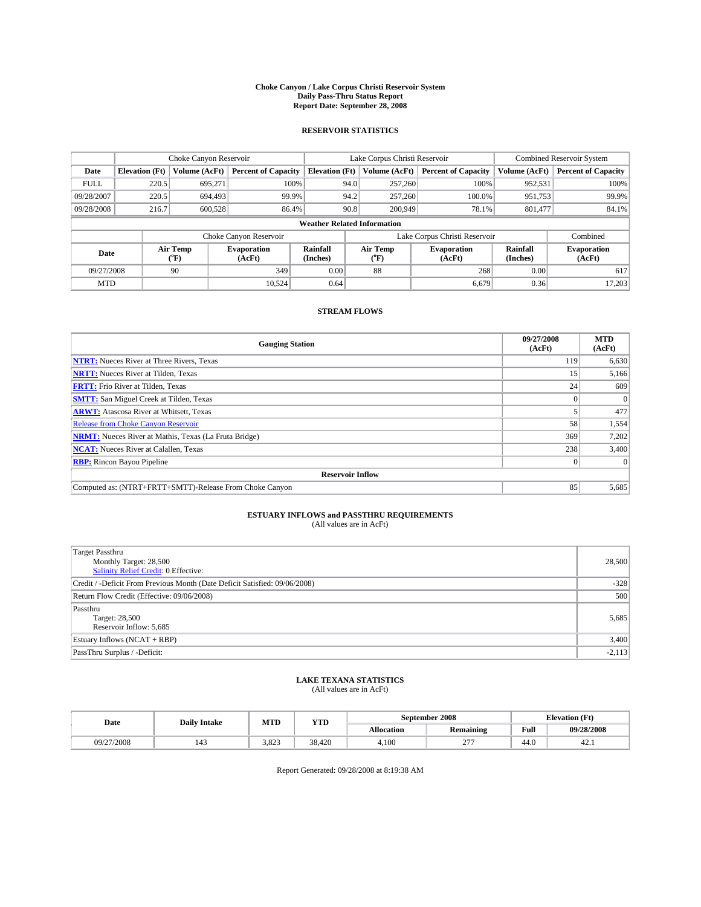# Choke Canyon / Lake Corpus Christi Reservoir System
## Daily Pass-Thru Status Report
## Report Date: September 28, 2008

### RESERVOIR STATISTICS

| | Choke Canyon Reservoir | | | Lake Corpus Christi Reservoir | | | Combined Reservoir System | |
|---|---|---|---|---|---|---|---|---|
| Date | Elevation (Ft) | Volume (AcFt) | Percent of Capacity | Elevation (Ft) | Volume (AcFt) | Percent of Capacity | Volume (AcFt) | Percent of Capacity |
| FULL | 220.5 | 695,271 | 100% | 94.0 | 257,260 | 100% | 952,531 | 100% |
| 09/28/2007 | 220.5 | 694,493 | 99.9% | 94.2 | 257,260 | 100.0% | 951,753 | 99.9% |
| 09/28/2008 | 216.7 | 600,528 | 86.4% | 90.8 | 200,949 | 78.1% | 801,477 | 84.1% |

**Weather Related Information**

| | Choke Canyon Reservoir | | | Lake Corpus Christi Reservoir | | | Combined |
|---|---|---|---|---|---|---|---|
| Date | Air Temp (°F) | Evaporation (AcFt) | Rainfall (Inches) | Air Temp (°F) | Evaporation (AcFt) | Rainfall (Inches) | Evaporation (AcFt) |
| 09/27/2008 | 90 | 349 | 0.00 | 88 | 268 | 0.00 | 617 |
| MTD | | 10,524 | 0.64 | | 6,679 | 0.36 | 17,203 |

### STREAM FLOWS

| Gauging Station | 09/27/2008 (AcFt) | MTD (AcFt) |
|---|---|---|
| NTRT: Nueces River at Three Rivers, Texas | 119 | 6,630 |
| NRTT: Nueces River at Tilden, Texas | 15 | 5,166 |
| FRTT: Frio River at Tilden, Texas | 24 | 609 |
| SMTT: San Miguel Creek at Tilden, Texas | 0 | 0 |
| ARWT: Atascosa River at Whitsett, Texas | 5 | 477 |
| Release from Choke Canyon Reservoir | 58 | 1,554 |
| NRMT: Nueces River at Mathis, Texas (La Fruta Bridge) | 369 | 7,202 |
| NCAT: Nueces River at Calallen, Texas | 238 | 3,400 |
| RBP: Rincon Bayou Pipeline | 0 | 0 |
| **Reservoir Inflow** | | |
| Computed as: (NTRT+FRTT+SMTT)-Release From Choke Canyon | 85 | 5,685 |

### ESTUARY INFLOWS and PASSTHRU REQUIREMENTS
(All values are in AcFt)

| | |
|---|---|
| Target Passthru<br>Monthly Target: 28,500<br>Salinity Relief Credit: 0 Effective: | 28,500 |
| Credit / -Deficit From Previous Month (Date Deficit Satisfied: 09/06/2008) | -328 |
| Return Flow Credit (Effective: 09/06/2008) | 500 |
| Passthru<br>Target: 28,500<br>Reservoir Inflow: 5,685 | 5,685 |
| Estuary Inflows (NCAT + RBP) | 3,400 |
| PassThru Surplus / -Deficit: | -2,113 |

### LAKE TEXANA STATISTICS
(All values are in AcFt)

| Date | Daily Intake | MTD | YTD | September 2008 | | Elevation (Ft) | |
|---|---|---|---|---|---|---|---|
| | | | | Allocation | Remaining | Full | 09/28/2008 |
| 09/27/2008 | 143 | 3,823 | 38,420 | 4,100 | 277 | 44.0 | 42.1 |

Report Generated: 09/28/2008 at 8:19:38 AM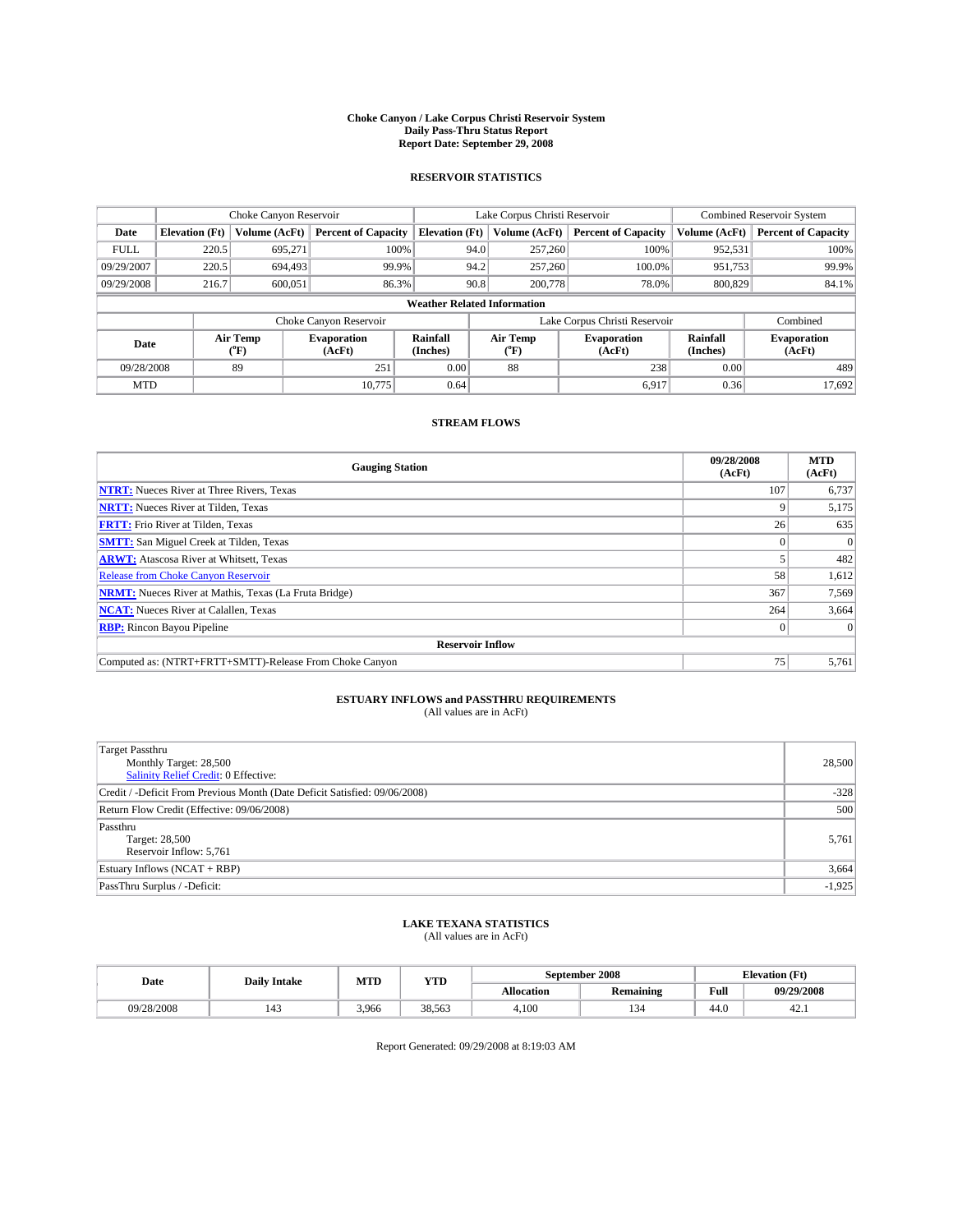**Choke Canyon / Lake Corpus Christi Reservoir System**
**Daily Pass-Thru Status Report**
**Report Date: September 29, 2008**

## RESERVOIR STATISTICS

| | Choke Canyon Reservoir | | | Lake Corpus Christi Reservoir | | | Combined Reservoir System | |
|---|---|---|---|---|---|---|---|---|
| **Date** | **Elevation (Ft)** | **Volume (AcFt)** | **Percent of Capacity** | **Elevation (Ft)** | **Volume (AcFt)** | **Percent of Capacity** | **Volume (AcFt)** | **Percent of Capacity** |
| FULL | 220.5 | 695,271 | 100% | 94.0 | 257,260 | 100% | 952,531 | 100% |
| 09/29/2007 | 220.5 | 694,493 | 99.9% | 94.2 | 257,260 | 100.0% | 951,753 | 99.9% |
| 09/29/2008 | 216.7 | 600,051 | 86.3% | 90.8 | 200,778 | 78.0% | 800,829 | 84.1% |

**Weather Related Information**

| | Choke Canyon Reservoir | | | Lake Corpus Christi Reservoir | | | Combined |
|---|---|---|---|---|---|---|---|
| **Date** | **Air Temp (°F)** | **Evaporation (AcFt)** | **Rainfall (Inches)** | **Air Temp (°F)** | **Evaporation (AcFt)** | **Rainfall (Inches)** | **Evaporation (AcFt)** |
| 09/28/2008 | 89 | 251 | 0.00 | 88 | 238 | 0.00 | 489 |
| MTD | | 10,775 | 0.64 | | 6,917 | 0.36 | 17,692 |

## STREAM FLOWS

| Gauging Station | 09/28/2008 (AcFt) | MTD (AcFt) |
|---|---|---|
| **NTRT:** Nueces River at Three Rivers, Texas | 107 | 6,737 |
| **NRTT:** Nueces River at Tilden, Texas | 9 | 5,175 |
| **FRTT:** Frio River at Tilden, Texas | 26 | 635 |
| **SMTT:** San Miguel Creek at Tilden, Texas | 0 | 0 |
| **ARWT:** Atascosa River at Whitsett, Texas | 5 | 482 |
| Release from Choke Canyon Reservoir | 58 | 1,612 |
| **NRMT:** Nueces River at Mathis, Texas (La Fruta Bridge) | 367 | 7,569 |
| **NCAT:** Nueces River at Calallen, Texas | 264 | 3,664 |
| **RBP:** Rincon Bayou Pipeline | 0 | 0 |
| **Reservoir Inflow** | | |
| Computed as: (NTRT+FRTT+SMTT)-Release From Choke Canyon | 75 | 5,761 |

## ESTUARY INFLOWS and PASSTHRU REQUIREMENTS

(All values are in AcFt)

| | |
|---|---|
| Target Passthru<br>Monthly Target: 28,500<br>Salinity Relief Credit: 0 Effective: | 28,500 |
| Credit / -Deficit From Previous Month (Date Deficit Satisfied: 09/06/2008) | -328 |
| Return Flow Credit (Effective: 09/06/2008) | 500 |
| Passthru<br>Target: 28,500<br>Reservoir Inflow: 5,761 | 5,761 |
| Estuary Inflows (NCAT + RBP) | 3,664 |
| PassThru Surplus / -Deficit: | -1,925 |

## LAKE TEXANA STATISTICS

(All values are in AcFt)

| Date | Daily Intake | MTD | YTD | September 2008 | | Elevation (Ft) | |
|---|---|---|---|---|---|---|---|
| | | | | **Allocation** | **Remaining** | **Full** | **09/29/2008** |
| 09/28/2008 | 143 | 3,966 | 38,563 | 4,100 | 134 | 44.0 | 42.1 |

Report Generated: 09/29/2008 at 8:19:03 AM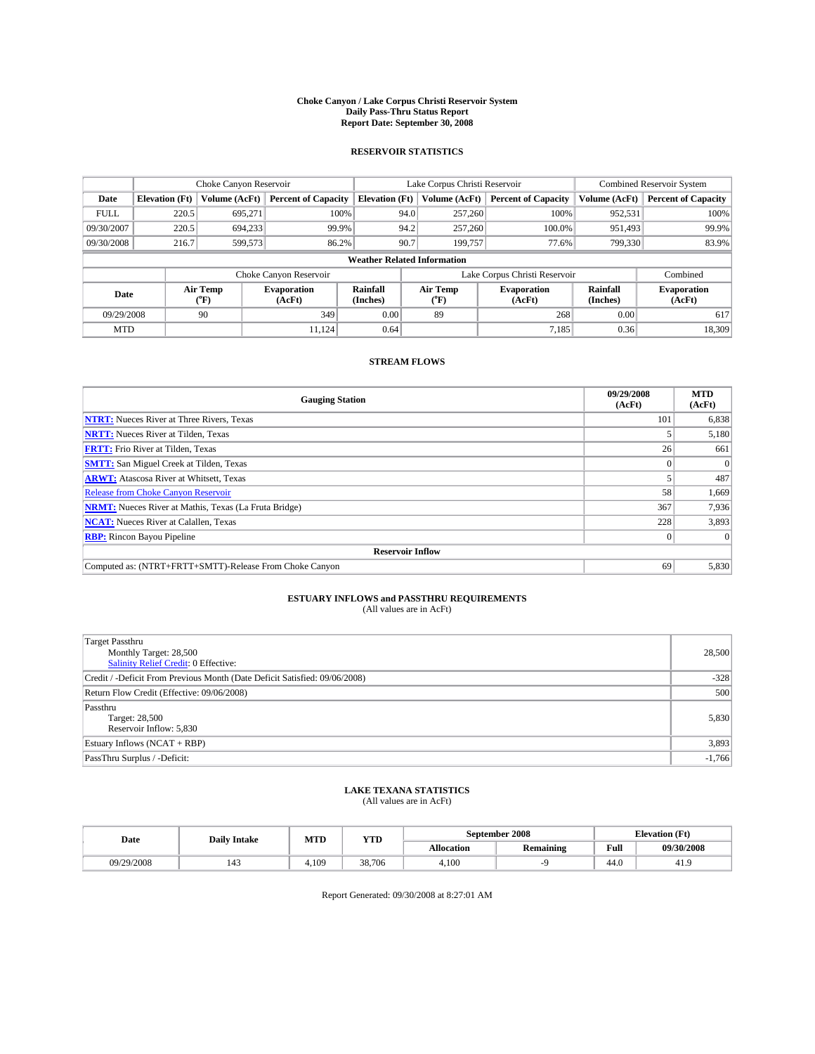# Choke Canyon / Lake Corpus Christi Reservoir System
## Daily Pass-Thru Status Report
## Report Date: September 30, 2008

### RESERVOIR STATISTICS

| | Choke Canyon Reservoir | | | Lake Corpus Christi Reservoir | | | Combined Reservoir System | |
|---|---|---|---|---|---|---|---|---|
| Date | Elevation (Ft) | Volume (AcFt) | Percent of Capacity | Elevation (Ft) | Volume (AcFt) | Percent of Capacity | Volume (AcFt) | Percent of Capacity |
| FULL | 220.5 | 695,271 | 100% | 94.0 | 257,260 | 100% | 952,531 | 100% |
| 09/30/2007 | 220.5 | 694,233 | 99.9% | 94.2 | 257,260 | 100.0% | 951,493 | 99.9% |
| 09/30/2008 | 216.7 | 599,573 | 86.2% | 90.7 | 199,757 | 77.6% | 799,330 | 83.9% |

**Weather Related Information**

| | Choke Canyon Reservoir | | | Lake Corpus Christi Reservoir | | | Combined |
|---|---|---|---|---|---|---|---|
| Date | Air Temp (°F) | Evaporation (AcFt) | Rainfall (Inches) | Air Temp (°F) | Evaporation (AcFt) | Rainfall (Inches) | Evaporation (AcFt) |
| 09/29/2008 | 90 | 349 | 0.00 | 89 | 268 | 0.00 | 617 |
| MTD | | 11,124 | 0.64 | | 7,185 | 0.36 | 18,309 |

### STREAM FLOWS

| Gauging Station | 09/29/2008 (AcFt) | MTD (AcFt) |
|---|---|---|
| NTRT: Nueces River at Three Rivers, Texas | 101 | 6,838 |
| NRTT: Nueces River at Tilden, Texas | 5 | 5,180 |
| FRTT: Frio River at Tilden, Texas | 26 | 661 |
| SMTT: San Miguel Creek at Tilden, Texas | 0 | 0 |
| ARWT: Atascosa River at Whitsett, Texas | 5 | 487 |
| Release from Choke Canyon Reservoir | 58 | 1,669 |
| NRMT: Nueces River at Mathis, Texas (La Fruta Bridge) | 367 | 7,936 |
| NCAT: Nueces River at Calallen, Texas | 228 | 3,893 |
| RBP: Rincon Bayou Pipeline | 0 | 0 |
| **Reservoir Inflow** | | |
| Computed as: (NTRT+FRTT+SMTT)-Release From Choke Canyon | 69 | 5,830 |

### ESTUARY INFLOWS and PASSTHRU REQUIREMENTS
(All values are in AcFt)

| | |
|---|---|
| Target Passthru<br>Monthly Target: 28,500<br>Salinity Relief Credit: 0 Effective: | 28,500 |
| Credit / -Deficit From Previous Month (Date Deficit Satisfied: 09/06/2008) | -328 |
| Return Flow Credit (Effective: 09/06/2008) | 500 |
| Passthru<br>Target: 28,500<br>Reservoir Inflow: 5,830 | 5,830 |
| Estuary Inflows (NCAT + RBP) | 3,893 |
| PassThru Surplus / -Deficit: | -1,766 |

### LAKE TEXANA STATISTICS
(All values are in AcFt)

| Date | Daily Intake | MTD | YTD | September 2008 | | Elevation (Ft) | |
|---|---|---|---|---|---|---|---|
| | | | | Allocation | Remaining | Full | 09/30/2008 |
| 09/29/2008 | 143 | 4,109 | 38,706 | 4,100 | -9 | 44.0 | 41.9 |

Report Generated: 09/30/2008 at 8:27:01 AM